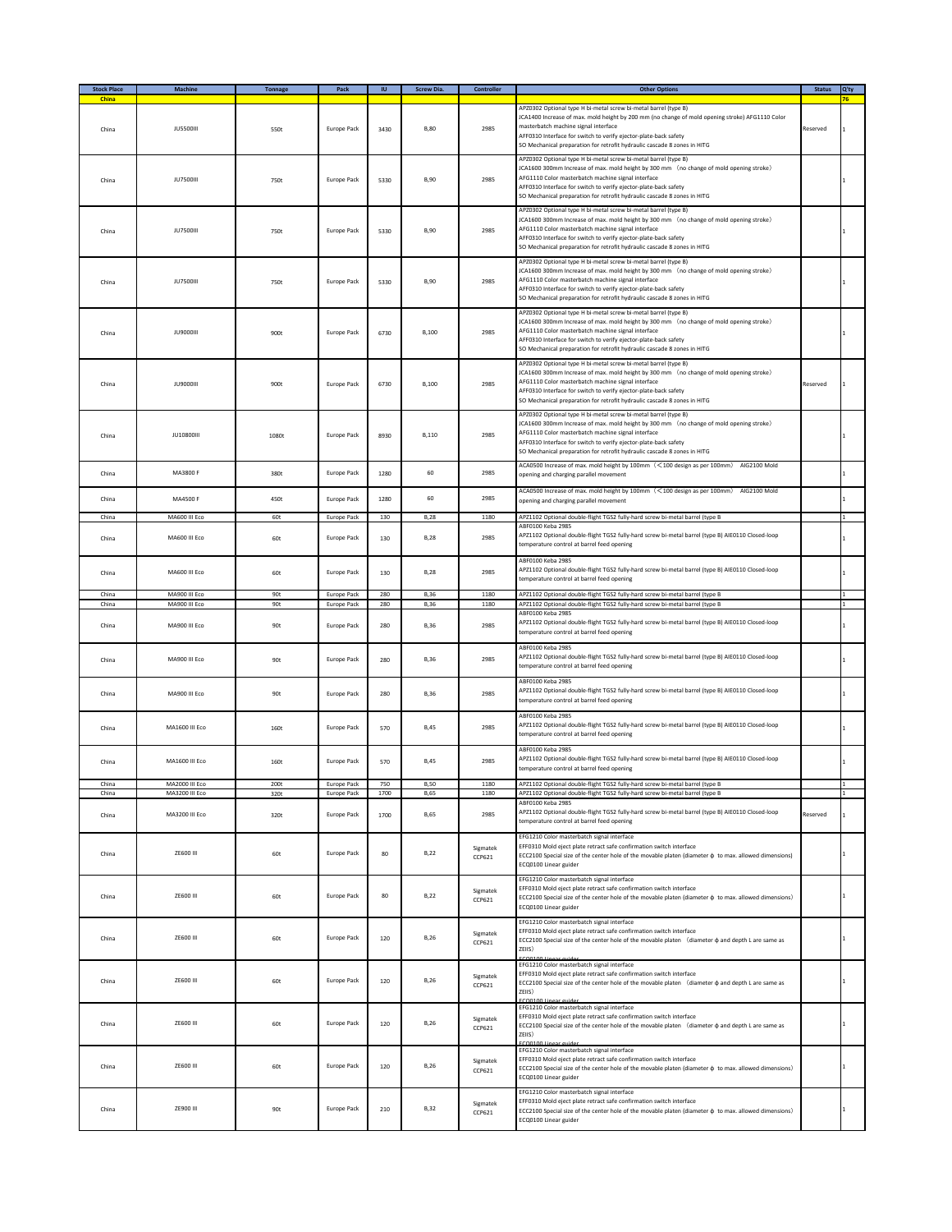| Stock Place | Machine | Tonnage | Pack | IU | Screw Dia. | Controller | Other Options | Status | Q'ty |
|---|---|---|---|---|---|---|---|---|---|
| China | | | | | | | | | 76 |
| China | JU5500III | 550t | Europe Pack | 3430 | B,80 | 2985 | APZ0302 Optional type H bi-metal screw bi-metal barrel (type B)<br>JCA1400 Increase of max. mold height by 200 mm (no change of mold opening stroke) AFG1110 Color masterbatch machine signal interface<br>AFF0310 Interface for switch to verify ejector-plate-back safety<br>SO Mechanical preparation for retrofit hydraulic cascade 8 zones in HITG | Reserved | 1 |
| China | JU7500III | 750t | Europe Pack | 5330 | B,90 | 2985 | APZ0302 Optional type H bi-metal screw bi-metal barrel (type B)<br>JCA1600 300mm Increase of max. mold height by 300 mm （no change of mold opening stroke）<br>AFG1110 Color masterbatch machine signal interface<br>AFF0310 Interface for switch to verify ejector-plate-back safety<br>SO Mechanical preparation for retrofit hydraulic cascade 8 zones in HITG | | 1 |
| China | JU7500III | 750t | Europe Pack | 5330 | B,90 | 2985 | APZ0302 Optional type H bi-metal screw bi-metal barrel (type B)<br>JCA1600 300mm Increase of max. mold height by 300 mm （no change of mold opening stroke）<br>AFG1110 Color masterbatch machine signal interface<br>AFF0310 Interface for switch to verify ejector-plate-back safety<br>SO Mechanical preparation for retrofit hydraulic cascade 8 zones in HITG | | 1 |
| China | JU7500III | 750t | Europe Pack | 5330 | B,90 | 2985 | APZ0302 Optional type H bi-metal screw bi-metal barrel (type B)<br>JCA1600 300mm Increase of max. mold height by 300 mm （no change of mold opening stroke）<br>AFG1110 Color masterbatch machine signal interface<br>AFF0310 Interface for switch to verify ejector-plate-back safety<br>SO Mechanical preparation for retrofit hydraulic cascade 8 zones in HITG | | 1 |
| China | JU9000III | 900t | Europe Pack | 6730 | B,100 | 2985 | APZ0302 Optional type H bi-metal screw bi-metal barrel (type B)<br>JCA1600 300mm Increase of max. mold height by 300 mm （no change of mold opening stroke）<br>AFG1110 Color masterbatch machine signal interface<br>AFF0310 Interface for switch to verify ejector-plate-back safety<br>SO Mechanical preparation for retrofit hydraulic cascade 8 zones in HITG | | 1 |
| China | JU9000III | 900t | Europe Pack | 6730 | B,100 | 2985 | APZ0302 Optional type H bi-metal screw bi-metal barrel (type B)<br>JCA1600 300mm Increase of max. mold height by 300 mm （no change of mold opening stroke）<br>AFG1110 Color masterbatch machine signal interface<br>AFF0310 Interface for switch to verify ejector-plate-back safety<br>SO Mechanical preparation for retrofit hydraulic cascade 8 zones in HITG | Reserved | 1 |
| China | JU10800III | 1080t | Europe Pack | 8930 | B,110 | 2985 | APZ0302 Optional type H bi-metal screw bi-metal barrel (type B)<br>JCA1600 300mm Increase of max. mold height by 300 mm （no change of mold opening stroke）<br>AFG1110 Color masterbatch machine signal interface<br>AFF0310 Interface for switch to verify ejector-plate-back safety<br>SO Mechanical preparation for retrofit hydraulic cascade 8 zones in HITG | | 1 |
| China | MA3800 F | 380t | Europe Pack | 1280 | 60 | 2985 | ACA0500 Increase of max. mold height by 100mm （<100 design as per 100mm） AIG2100 Mold opening and charging parallel movement | | 1 |
| China | MA4500 F | 450t | Europe Pack | 1280 | 60 | 2985 | ACA0500 Increase of max. mold height by 100mm （<100 design as per 100mm） AIG2100 Mold opening and charging parallel movement | | 1 |
| China | MA600 III Eco | 60t | Europe Pack | 130 | B,28 | 1180 | APZ1102 Optional double-flight TGS2 fully-hard screw bi-metal barrel (type B | | 1 |
| China | MA600 III Eco | 60t | Europe Pack | 130 | B,28 | 2985 | ABF0100 Keba 2985<br>APZ1102 Optional double-flight TGS2 fully-hard screw bi-metal barrel (type B) AIE0110 Closed-loop temperature control at barrel feed opening | | 1 |
| China | MA600 III Eco | 60t | Europe Pack | 130 | B,28 | 2985 | ABF0100 Keba 2985<br>APZ1102 Optional double-flight TGS2 fully-hard screw bi-metal barrel (type B) AIE0110 Closed-loop temperature control at barrel feed opening | | 1 |
| China | MA900 III Eco | 90t | Europe Pack | 280 | B,36 | 1180 | APZ1102 Optional double-flight TGS2 fully-hard screw bi-metal barrel (type B | | 1 |
| China | MA900 III Eco | 90t | Europe Pack | 280 | B,36 | 1180 | APZ1102 Optional double-flight TGS2 fully-hard screw bi-metal barrel (type B | | 1 |
| China | MA900 III Eco | 90t | Europe Pack | 280 | B,36 | 2985 | ABF0100 Keba 2985<br>APZ1102 Optional double-flight TGS2 fully-hard screw bi-metal barrel (type B) AIE0110 Closed-loop temperature control at barrel feed opening | | 1 |
| China | MA900 III Eco | 90t | Europe Pack | 280 | B,36 | 2985 | ABF0100 Keba 2985<br>APZ1102 Optional double-flight TGS2 fully-hard screw bi-metal barrel (type B) AIE0110 Closed-loop temperature control at barrel feed opening | | 1 |
| China | MA900 III Eco | 90t | Europe Pack | 280 | B,36 | 2985 | ABF0100 Keba 2985<br>APZ1102 Optional double-flight TGS2 fully-hard screw bi-metal barrel (type B) AIE0110 Closed-loop temperature control at barrel feed opening | | 1 |
| China | MA1600 III Eco | 160t | Europe Pack | 570 | B,45 | 2985 | ABF0100 Keba 2985<br>APZ1102 Optional double-flight TGS2 fully-hard screw bi-metal barrel (type B) AIE0110 Closed-loop temperature control at barrel feed opening | | 1 |
| China | MA1600 III Eco | 160t | Europe Pack | 570 | B,45 | 2985 | ABF0100 Keba 2985<br>APZ1102 Optional double-flight TGS2 fully-hard screw bi-metal barrel (type B) AIE0110 Closed-loop temperature control at barrel feed opening | | 1 |
| China | MA2000 III Eco | 200t | Europe Pack | 750 | B,50 | 1180 | APZ1102 Optional double-flight TGS2 fully-hard screw bi-metal barrel (type B | | 1 |
| China | MA3200 III Eco | 320t | Europe Pack | 1700 | B,65 | 1180 | APZ1102 Optional double-flight TGS2 fully-hard screw bi-metal barrel (type B | | 1 |
| China | MA3200 III Eco | 320t | Europe Pack | 1700 | B,65 | 2985 | ABF0100 Keba 2985<br>APZ1102 Optional double-flight TGS2 fully-hard screw bi-metal barrel (type B) AIE0110 Closed-loop temperature control at barrel feed opening | Reserved | 1 |
| China | ZE600 III | 60t | Europe Pack | 80 | B,22 | Sigmatek CCP621 | EFG1210 Color masterbatch signal interface<br>EFF0310 Mold eject plate retract safe confirmation switch interface<br>ECC2100 Special size of the center hole of the movable platen (diameter ф to max. allowed dimensions)<br>ECQ0100 Linear guider | | 1 |
| China | ZE600 III | 60t | Europe Pack | 80 | B,22 | Sigmatek CCP621 | EFG1210 Color masterbatch signal interface<br>EFF0310 Mold eject plate retract safe confirmation switch interface<br>ECC2100 Special size of the center hole of the movable platen (diameter ф to max. allowed dimensions)<br>ECQ0100 Linear guider | | 1 |
| China | ZE600 III | 60t | Europe Pack | 120 | B,26 | Sigmatek CCP621 | EFG1210 Color masterbatch signal interface<br>EFF0310 Mold eject plate retract safe confirmation switch interface<br>ECC2100 Special size of the center hole of the movable platen （diameter ф and depth L are same as ZEIIS）<br>ECQ0100 Linear guider | | 1 |
| China | ZE600 III | 60t | Europe Pack | 120 | B,26 | Sigmatek CCP621 | EFG1210 Color masterbatch signal interface<br>EFF0310 Mold eject plate retract safe confirmation switch interface<br>ECC2100 Special size of the center hole of the movable platen （diameter ф and depth L are same as ZEIIS）<br>ECQ0100 Linear guider | | 1 |
| China | ZE600 III | 60t | Europe Pack | 120 | B,26 | Sigmatek CCP621 | EFG1210 Color masterbatch signal interface<br>EFF0310 Mold eject plate retract safe confirmation switch interface<br>ECC2100 Special size of the center hole of the movable platen （diameter ф and depth L are same as ZEIIS）<br>ECQ0100 Linear guider | | 1 |
| China | ZE600 III | 60t | Europe Pack | 120 | B,26 | Sigmatek CCP621 | EFG1210 Color masterbatch signal interface<br>EFF0310 Mold eject plate retract safe confirmation switch interface<br>ECC2100 Special size of the center hole of the movable platen (diameter ф to max. allowed dimensions)<br>ECQ0100 Linear guider | | 1 |
| China | ZE900 III | 90t | Europe Pack | 210 | B,32 | Sigmatek CCP621 | EFG1210 Color masterbatch signal interface<br>EFF0310 Mold eject plate retract safe confirmation switch interface<br>ECC2100 Special size of the center hole of the movable platen (diameter ф to max. allowed dimensions)<br>ECQ0100 Linear guider | | 1 |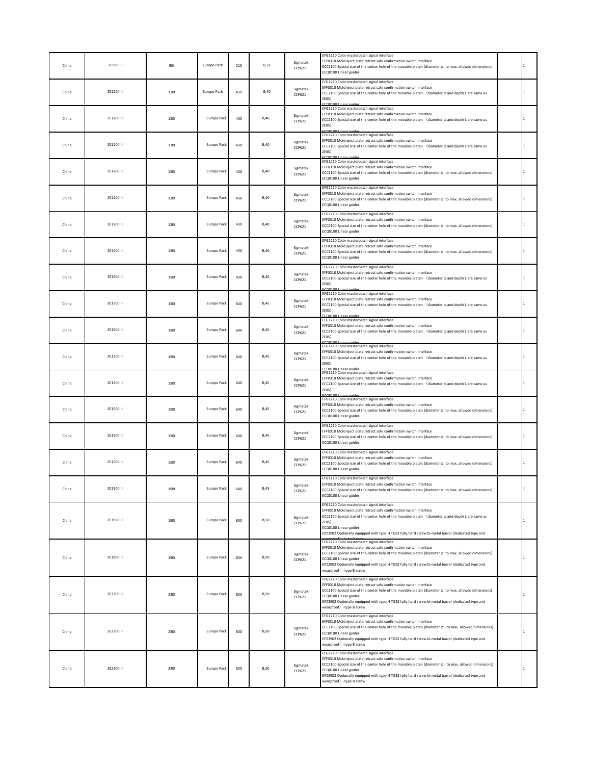| China | ZE900 III | 90t | Europe Pack | 210 | B,32 | Sigmatek CCP621 | EFG1210 Color masterbatch signal interface<br>EFF0310 Mold eject plate retract safe confirmation switch interface<br>ECC2100 Special size of the center hole of the movable platen (diameter ф to max. allowed dimensions)<br>ECQ0100 Linear guider | | 1 |
|---|---|---|---|---|---|---|---|---|---|
| China | ZE1200 III | 120t | Europe Pack | 430 | B,40 | Sigmatek CCP621 | EFG1210 Color masterbatch signal interface<br>EFF0310 Mold eject plate retract safe confirmation switch interface<br>ECC2100 Special size of the center hole of the movable platen （diameter ф and depth L are same as ZEIIS）<br>ECQ0100 Linear guider | | 1 |
| China | ZE1200 III | 120t | Europe Pack | 430 | B,40 | Sigmatek CCP621 | EFG1210 Color masterbatch signal interface<br>EFF0310 Mold eject plate retract safe confirmation switch interface<br>ECC2100 Special size of the center hole of the movable platen （diameter ф and depth L are same as ZEIIS）<br>ECQ0100 Linear guider | | 1 |
| China | ZE1200 III | 120t | Europe Pack | 430 | B,40 | Sigmatek CCP621 | EFG1210 Color masterbatch signal interface<br>EFF0310 Mold eject plate retract safe confirmation switch interface<br>ECC2100 Special size of the center hole of the movable platen （diameter ф and depth L are same as ZEIIS）<br>ECQ0100 Linear guider | | 1 |
| China | ZE1200 III | 120t | Europe Pack | 430 | B,40 | Sigmatek CCP621 | EFG1210 Color masterbatch signal interface<br>EFF0310 Mold eject plate retract safe confirmation switch interface<br>ECC2100 Special size of the center hole of the movable platen (diameter ф to max. allowed dimensions)<br>ECQ0100 Linear guider | | 1 |
| China | ZE1200 III | 120t | Europe Pack | 430 | B,40 | Sigmatek CCP621 | EFG1210 Color masterbatch signal interface<br>EFF0310 Mold eject plate retract safe confirmation switch interface<br>ECC2100 Special size of the center hole of the movable platen (diameter ф to max. allowed dimensions)<br>ECQ0100 Linear guider | | 1 |
| China | ZE1200 III | 120t | Europe Pack | 430 | B,40 | Sigmatek CCP621 | EFG1210 Color masterbatch signal interface<br>EFF0310 Mold eject plate retract safe confirmation switch interface<br>ECC2100 Special size of the center hole of the movable platen (diameter ф to max. allowed dimensions)<br>ECQ0100 Linear guider | | 1 |
| China | ZE1200 III | 120t | Europe Pack | 430 | B,40 | Sigmatek CCP621 | EFG1210 Color masterbatch signal interface<br>EFF0310 Mold eject plate retract safe confirmation switch interface<br>ECC2100 Special size of the center hole of the movable platen (diameter ф to max. allowed dimensions)<br>ECQ0100 Linear guider | | 1 |
| China | ZE1500 III | 150t | Europe Pack | 430 | B,40 | Sigmatek CCP621 | EFG1210 Color masterbatch signal interface<br>EFF0310 Mold eject plate retract safe confirmation switch interface<br>ECC2100 Special size of the center hole of the movable platen （diameter ф and depth L are same as ZEIIS）<br>ECQ0100 Linear guider | | 1 |
| China | ZE1500 III | 150t | Europe Pack | 640 | B,45 | Sigmatek CCP621 | EFG1210 Color masterbatch signal interface<br>EFF0310 Mold eject plate retract safe confirmation switch interface<br>ECC2100 Special size of the center hole of the movable platen （diameter ф and depth L are same as ZEIIS）<br>ECQ0100 Linear guider | | 1 |
| China | ZE1500 III | 150t | Europe Pack | 640 | B,45 | Sigmatek CCP621 | EFG1210 Color masterbatch signal interface<br>EFF0310 Mold eject plate retract safe confirmation switch interface<br>ECC2100 Special size of the center hole of the movable platen （diameter ф and depth L are same as ZEIIS）<br>ECQ0100 Linear guider | | 1 |
| China | ZE1500 III | 150t | Europe Pack | 640 | B,45 | Sigmatek CCP621 | EFG1210 Color masterbatch signal interface<br>EFF0310 Mold eject plate retract safe confirmation switch interface<br>ECC2100 Special size of the center hole of the movable platen （diameter ф and depth L are same as ZEIIS）<br>ECQ0100 Linear guider | | 1 |
| China | ZE1500 III | 150t | Europe Pack | 640 | B,45 | Sigmatek CCP621 | EFG1210 Color masterbatch signal interface<br>EFF0310 Mold eject plate retract safe confirmation switch interface<br>ECC2100 Special size of the center hole of the movable platen （diameter ф and depth L are same as ZEIIS）<br>ECQ0100 Linear guider | | 1 |
| China | ZE1500 III | 150t | Europe Pack | 640 | B,45 | Sigmatek CCP621 | EFG1210 Color masterbatch signal interface<br>EFF0310 Mold eject plate retract safe confirmation switch interface<br>ECC2100 Special size of the center hole of the movable platen (diameter ф to max. allowed dimensions)<br>ECQ0100 Linear guider | | 1 |
| China | ZE1500 III | 150t | Europe Pack | 640 | B,45 | Sigmatek CCP621 | EFG1210 Color masterbatch signal interface<br>EFF0310 Mold eject plate retract safe confirmation switch interface<br>ECC2100 Special size of the center hole of the movable platen (diameter ф to max. allowed dimensions)<br>ECQ0100 Linear guider | | 1 |
| China | ZE1500 III | 150t | Europe Pack | 640 | B,45 | Sigmatek CCP621 | EFG1210 Color masterbatch signal interface<br>EFF0310 Mold eject plate retract safe confirmation switch interface<br>ECC2100 Special size of the center hole of the movable platen (diameter ф to max. allowed dimensions)<br>ECQ0100 Linear guider | | 1 |
| China | ZE1900 III | 190t | Europe Pack | 640 | B,45 | Sigmatek CCP621 | EFG1210 Color masterbatch signal interface<br>EFF0310 Mold eject plate retract safe confirmation switch interface<br>ECC2100 Special size of the center hole of the movable platen (diameter ф to max. allowed dimensions)<br>ECQ0100 Linear guider | | 1 |
| China | ZE1900 III | 190t | Europe Pack | 830 | B,50 | Sigmatek CCP621 | EFG1210 Color masterbatch signal interface<br>EFF0310 Mold eject plate retract safe confirmation switch interface<br>ECC2100 Special size of the center hole of the movable platen （diameter ф and depth L are same as ZEIIS）<br>ECQ0100 Linear guider<br>EPZ3902 Optionally equipped with type H TGS2 fully-hard screw bi-metal barrel (dedicated type and wearproof）-type B screw | | 1 |
| China | ZE1900 III | 190t | Europe Pack | 830 | B,50 | Sigmatek CCP621 | EFG1210 Color masterbatch signal interface<br>EFF0310 Mold eject plate retract safe confirmation switch interface<br>ECC2100 Special size of the center hole of the movable platen (diameter ф to max. allowed dimensions)<br>ECQ0100 Linear guider<br>EPZ3902 Optionally equipped with type H TGS2 fully-hard screw bi-metal barrel (dedicated type and wearproof）-type B screw | | 1 |
| China | ZE2300 III | 230t | Europe Pack | 830 | B,50 | Sigmatek CCP621 | EFG1210 Color masterbatch signal interface<br>EFF0310 Mold eject plate retract safe confirmation switch interface<br>ECC2100 Special size of the center hole of the movable platen (diameter ф to max. allowed dimensions)<br>ECQ0100 Linear guider<br>EPZ3902 Optionally equipped with type H TGS2 fully-hard screw bi-metal barrel (dedicated type and wearproof）-type B screw | | 1 |
| China | ZE2300 III | 230t | Europe Pack | 830 | B,50 | Sigmatek CCP621 | EFG1210 Color masterbatch signal interface<br>EFF0310 Mold eject plate retract safe confirmation switch interface<br>ECC2100 Special size of the center hole of the movable platen (diameter ф - to max. allowed dimensions)<br>ECQ0100 Linear guider<br>EPZ3902 Optionally equipped with type H TGS2 fully-hard screw bi-metal barrel (dedicated type and wearproof）-type B screw | | 1 |
| China | ZE2300 III | 230t | Europe Pack | 830 | B,50 | Sigmatek CCP621 | EFG1210 Color masterbatch signal interface<br>EFF0310 Mold eject plate retract safe confirmation switch interface<br>ECC2100 Special size of the center hole of the movable platen (diameter ф - to max. allowed dimensions)<br>ECQ0100 Linear guider<br>EPZ3902 Optionally equipped with type H TGS2 fully-hard screw bi-metal barrel (dedicated type and wearproof）-type B screw | | 1 |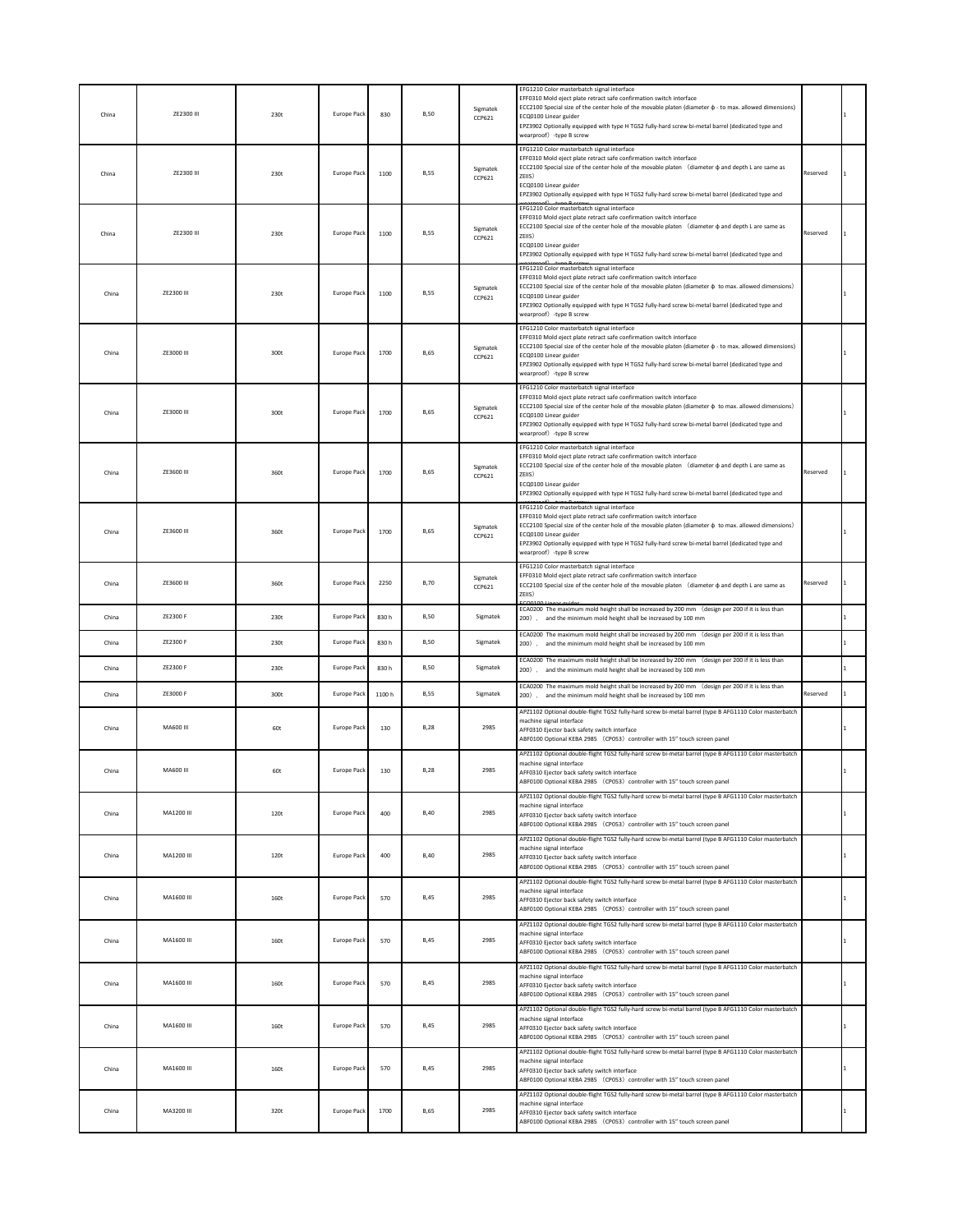| China | ZE2300 III | 230t | Europe Pack | 830 | B,50 | Sigmatek CCP621 | EFG1210 Color masterbatch signal interface<br>EFF0310 Mold eject plate retract safe confirmation switch interface<br>ECC2100 Special size of the center hole of the movable platen (diameter ф - to max. allowed dimensions)<br>ECQ0100 Linear guider<br>EPZ3902 Optionally equipped with type H TGS2 fully-hard screw bi-metal barrel (dedicated type and wearproof) -type B screw | | 1 |
|---|---|---|---|---|---|---|---|---|---|
| China | ZE2300 III | 230t | Europe Pack | 1100 | B,55 | Sigmatek CCP621 | EFG1210 Color masterbatch signal interface<br>EFF0310 Mold eject plate retract safe confirmation switch interface<br>ECC2100 Special size of the center hole of the movable platen (diameter ф and depth L are same as ZEIIS)<br>ECQ0100 Linear guider<br>EPZ3902 Optionally equipped with type H TGS2 fully-hard screw bi-metal barrel (dedicated type and wearproof) -type B screw | Reserved | 1 |
| China | ZE2300 III | 230t | Europe Pack | 1100 | B,55 | Sigmatek CCP621 | EFG1210 Color masterbatch signal interface<br>EFF0310 Mold eject plate retract safe confirmation switch interface<br>ECC2100 Special size of the center hole of the movable platen (diameter ф and depth L are same as ZEIIS)<br>ECQ0100 Linear guider<br>EPZ3902 Optionally equipped with type H TGS2 fully-hard screw bi-metal barrel (dedicated type and wearproof) -type B screw | Reserved | 1 |
| China | ZE2300 III | 230t | Europe Pack | 1100 | B,55 | Sigmatek CCP621 | EFG1210 Color masterbatch signal interface<br>EFF0310 Mold eject plate retract safe confirmation switch interface<br>ECC2100 Special size of the center hole of the movable platen (diameter ф to max. allowed dimensions)<br>ECQ0100 Linear guider<br>EPZ3902 Optionally equipped with type H TGS2 fully-hard screw bi-metal barrel (dedicated type and wearproof) -type B screw | | 1 |
| China | ZE3000 III | 300t | Europe Pack | 1700 | B,65 | Sigmatek CCP621 | EFG1210 Color masterbatch signal interface<br>EFF0310 Mold eject plate retract safe confirmation switch interface<br>ECC2100 Special size of the center hole of the movable platen (diameter ф - to max. allowed dimensions)<br>ECQ0100 Linear guider<br>EPZ3902 Optionally equipped with type H TGS2 fully-hard screw bi-metal barrel (dedicated type and wearproof) -type B screw | | 1 |
| China | ZE3000 III | 300t | Europe Pack | 1700 | B,65 | Sigmatek CCP621 | EFG1210 Color masterbatch signal interface<br>EFF0310 Mold eject plate retract safe confirmation switch interface<br>ECC2100 Special size of the center hole of the movable platen (diameter ф to max. allowed dimensions)<br>ECQ0100 Linear guider<br>EPZ3902 Optionally equipped with type H TGS2 fully-hard screw bi-metal barrel (dedicated type and wearproof) -type B screw | | 1 |
| China | ZE3600 III | 360t | Europe Pack | 1700 | B,65 | Sigmatek CCP621 | EFG1210 Color masterbatch signal interface<br>EFF0310 Mold eject plate retract safe confirmation switch interface<br>ECC2100 Special size of the center hole of the movable platen (diameter ф and depth L are same as ZEIIS)<br>ECQ0100 Linear guider<br>EPZ3902 Optionally equipped with type H TGS2 fully-hard screw bi-metal barrel (dedicated type and wearproof) -type B screw | Reserved | 1 |
| China | ZE3600 III | 360t | Europe Pack | 1700 | B,65 | Sigmatek CCP621 | EFG1210 Color masterbatch signal interface<br>EFF0310 Mold eject plate retract safe confirmation switch interface<br>ECC2100 Special size of the center hole of the movable platen (diameter ф to max. allowed dimensions)<br>ECQ0100 Linear guider<br>EPZ3902 Optionally equipped with type H TGS2 fully-hard screw bi-metal barrel (dedicated type and wearproof) -type B screw | | 1 |
| China | ZE3600 III | 360t | Europe Pack | 2250 | B,70 | Sigmatek CCP621 | EFG1210 Color masterbatch signal interface<br>EFF0310 Mold eject plate retract safe confirmation switch interface<br>ECC2100 Special size of the center hole of the movable platen (diameter ф and depth L are same as ZEIIS)<br>ECQ0100 Linear guider | Reserved | 1 |
| China | ZE2300 F | 230t | Europe Pack | 830 h | B,50 | Sigmatek | ECA0200 The maximum mold height shall be increased by 200 mm (design per 200 if it is less than 200), and the minimum mold height shall be increased by 100 mm | | 1 |
| China | ZE2300 F | 230t | Europe Pack | 830 h | B,50 | Sigmatek | ECA0200 The maximum mold height shall be increased by 200 mm (design per 200 if it is less than 200), and the minimum mold height shall be increased by 100 mm | | 1 |
| China | ZE2300 F | 230t | Europe Pack | 830 h | B,50 | Sigmatek | ECA0200 The maximum mold height shall be increased by 200 mm (design per 200 if it is less than 200), and the minimum mold height shall be increased by 100 mm | | 1 |
| China | ZE3000 F | 300t | Europe Pack | 1100 h | B,55 | Sigmatek | ECA0200 The maximum mold height shall be increased by 200 mm (design per 200 if it is less than 200), and the minimum mold height shall be increased by 100 mm | Reserved | 1 |
| China | MA600 III | 60t | Europe Pack | 130 | B,28 | 2985 | APZ1102 Optional double-flight TGS2 fully-hard screw bi-metal barrel (type B AFG1110 Color masterbatch machine signal interface<br>AFF0310 Ejector back safety switch interface<br>ABF0100 Optional KEBA 2985 (CP053) controller with 15" touch screen panel | | 1 |
| China | MA600 III | 60t | Europe Pack | 130 | B,28 | 2985 | APZ1102 Optional double-flight TGS2 fully-hard screw bi-metal barrel (type B AFG1110 Color masterbatch machine signal interface<br>AFF0310 Ejector back safety switch interface<br>ABF0100 Optional KEBA 2985 (CP053) controller with 15" touch screen panel | | 1 |
| China | MA1200 III | 120t | Europe Pack | 400 | B,40 | 2985 | APZ1102 Optional double-flight TGS2 fully-hard screw bi-metal barrel (type B AFG1110 Color masterbatch machine signal interface<br>AFF0310 Ejector back safety switch interface<br>ABF0100 Optional KEBA 2985 (CP053) controller with 15" touch screen panel | | 1 |
| China | MA1200 III | 120t | Europe Pack | 400 | B,40 | 2985 | APZ1102 Optional double-flight TGS2 fully-hard screw bi-metal barrel (type B AFG1110 Color masterbatch machine signal interface<br>AFF0310 Ejector back safety switch interface<br>ABF0100 Optional KEBA 2985 (CP053) controller with 15" touch screen panel | | 1 |
| China | MA1600 III | 160t | Europe Pack | 570 | B,45 | 2985 | APZ1102 Optional double-flight TGS2 fully-hard screw bi-metal barrel (type B AFG1110 Color masterbatch machine signal interface<br>AFF0310 Ejector back safety switch interface<br>ABF0100 Optional KEBA 2985 (CP053) controller with 15" touch screen panel | | 1 |
| China | MA1600 III | 160t | Europe Pack | 570 | B,45 | 2985 | APZ1102 Optional double-flight TGS2 fully-hard screw bi-metal barrel (type B AFG1110 Color masterbatch machine signal interface<br>AFF0310 Ejector back safety switch interface<br>ABF0100 Optional KEBA 2985 (CP053) controller with 15" touch screen panel | | 1 |
| China | MA1600 III | 160t | Europe Pack | 570 | B,45 | 2985 | APZ1102 Optional double-flight TGS2 fully-hard screw bi-metal barrel (type B AFG1110 Color masterbatch machine signal interface<br>AFF0310 Ejector back safety switch interface<br>ABF0100 Optional KEBA 2985 (CP053) controller with 15" touch screen panel | | 1 |
| China | MA1600 III | 160t | Europe Pack | 570 | B,45 | 2985 | APZ1102 Optional double-flight TGS2 fully-hard screw bi-metal barrel (type B AFG1110 Color masterbatch machine signal interface<br>AFF0310 Ejector back safety switch interface<br>ABF0100 Optional KEBA 2985 (CP053) controller with 15" touch screen panel | | 1 |
| China | MA1600 III | 160t | Europe Pack | 570 | B,45 | 2985 | APZ1102 Optional double-flight TGS2 fully-hard screw bi-metal barrel (type B AFG1110 Color masterbatch machine signal interface<br>AFF0310 Ejector back safety switch interface<br>ABF0100 Optional KEBA 2985 (CP053) controller with 15" touch screen panel | | 1 |
| China | MA3200 III | 320t | Europe Pack | 1700 | B,65 | 2985 | APZ1102 Optional double-flight TGS2 fully-hard screw bi-metal barrel (type B AFG1110 Color masterbatch machine signal interface<br>AFF0310 Ejector back safety switch interface<br>ABF0100 Optional KEBA 2985 (CP053) controller with 15" touch screen panel | | 1 |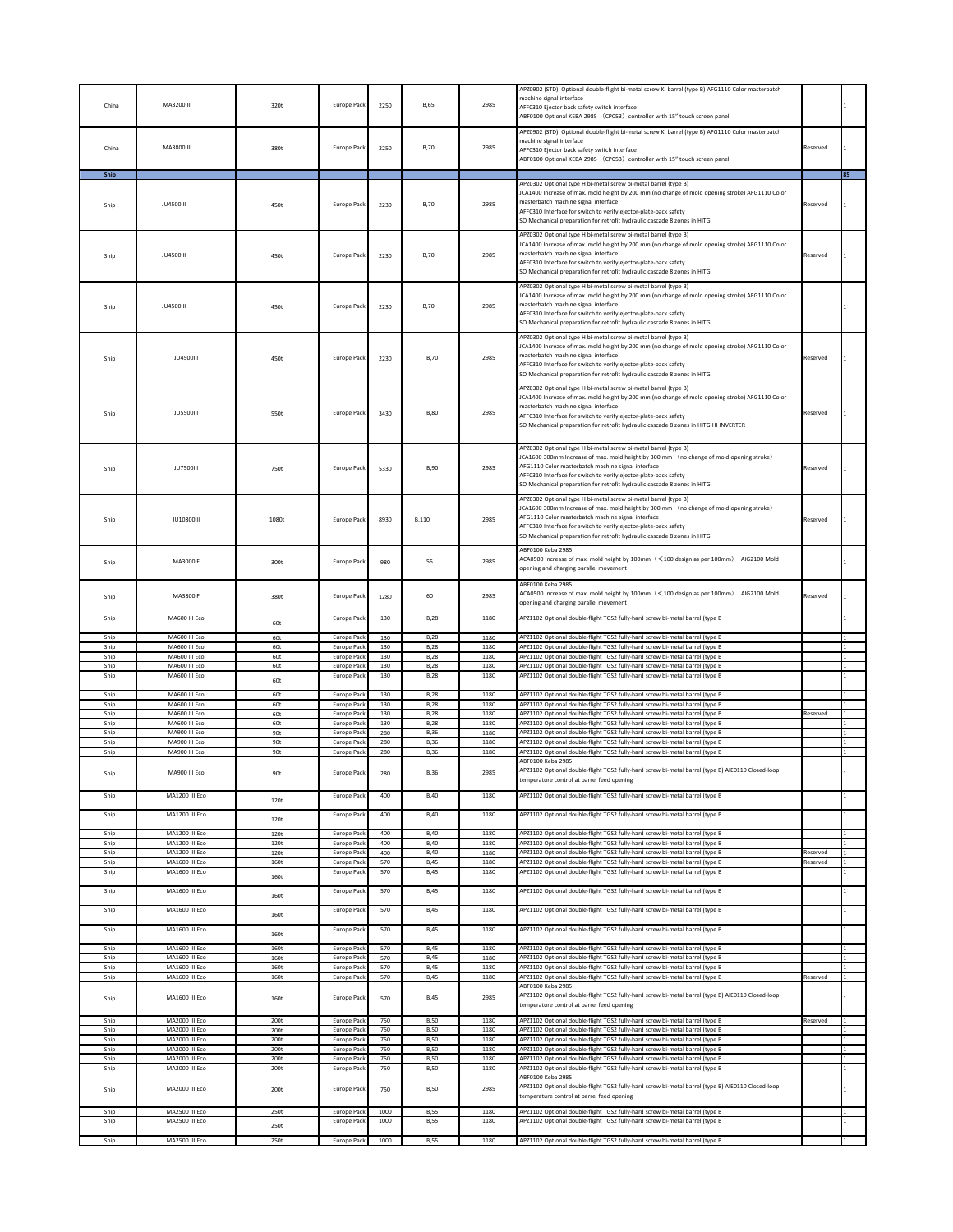| China | MA3200 III | 320t | Europe Pack | 2250 | B,65 | 2985 | APZ0902 (STD) Optional double-flight bi-metal screw KI barrel (type B) AFG1110 Color masterbatch machine signal interface AFF0310 Ejector back safety switch interface ABF0100 Optional KEBA 2985 （CP053）controller with 15" touch screen panel | | 1 |
|---|---|---|---|---|---|---|---|---|---|
| China | MA3800 III | 380t | Europe Pack | 2250 | B,70 | 2985 | APZ0902 (STD) Optional double-flight bi-metal screw KI barrel (type B) AFG1110 Color masterbatch machine signal interface AFF0310 Ejector back safety switch interface ABF0100 Optional KEBA 2985 （CP053）controller with 15" touch screen panel | Reserved | 1 |
| Ship | | | | | | | | | 85 |
| Ship | JU4500III | 450t | Europe Pack | 2230 | B,70 | 2985 | APZ0302 Optional type H bi-metal screw bi-metal barrel (type B) JCA1400 Increase of max. mold height by 200 mm (no change of mold opening stroke) AFG1110 Color masterbatch machine signal interface AFF0310 Interface for switch to verify ejector-plate-back safety SO Mechanical preparation for retrofit hydraulic cascade 8 zones in HITG | Reserved | 1 |
| Ship | JU4500III | 450t | Europe Pack | 2230 | B,70 | 2985 | APZ0302 Optional type H bi-metal screw bi-metal barrel (type B) JCA1400 Increase of max. mold height by 200 mm (no change of mold opening stroke) AFG1110 Color masterbatch machine signal interface AFF0310 Interface for switch to verify ejector-plate-back safety SO Mechanical preparation for retrofit hydraulic cascade 8 zones in HITG | Reserved | 1 |
| Ship | JU4500III | 450t | Europe Pack | 2230 | B,70 | 2985 | APZ0302 Optional type H bi-metal screw bi-metal barrel (type B) JCA1400 Increase of max. mold height by 200 mm (no change of mold opening stroke) AFG1110 Color masterbatch machine signal interface AFF0310 Interface for switch to verify ejector-plate-back safety SO Mechanical preparation for retrofit hydraulic cascade 8 zones in HITG | | 1 |
| Ship | JU4500III | 450t | Europe Pack | 2230 | B,70 | 2985 | APZ0302 Optional type H bi-metal screw bi-metal barrel (type B) JCA1400 Increase of max. mold height by 200 mm (no change of mold opening stroke) AFG1110 Color masterbatch machine signal interface AFF0310 Interface for switch to verify ejector-plate-back safety SO Mechanical preparation for retrofit hydraulic cascade 8 zones in HITG | Reserved | 1 |
| Ship | JU5500III | 550t | Europe Pack | 3430 | B,80 | 2985 | APZ0302 Optional type H bi-metal screw bi-metal barrel (type B) JCA1400 Increase of max. mold height by 200 mm (no change of mold opening stroke) AFG1110 Color masterbatch machine signal interface AFF0310 Interface for switch to verify ejector-plate-back safety SO Mechanical preparation for retrofit hydraulic cascade 8 zones in HITG HI INVERTER | Reserved | 1 |
| Ship | JU7500III | 750t | Europe Pack | 5330 | B,90 | 2985 | APZ0302 Optional type H bi-metal screw bi-metal barrel (type B) JCA1600 300mm Increase of max. mold height by 300 mm （no change of mold opening stroke） AFG1110 Color masterbatch machine signal interface AFF0310 Interface for switch to verify ejector-plate-back safety SO Mechanical preparation for retrofit hydraulic cascade 8 zones in HITG | Reserved | 1 |
| Ship | JU10800III | 1080t | Europe Pack | 8930 | B,110 | 2985 | APZ0302 Optional type H bi-metal screw bi-metal barrel (type B) JCA1600 300mm Increase of max. mold height by 300 mm （no change of mold opening stroke） AFG1110 Color masterbatch machine signal interface AFF0310 Interface for switch to verify ejector-plate-back safety SO Mechanical preparation for retrofit hydraulic cascade 8 zones in HITG | Reserved | 1 |
| Ship | MA3000 F | 300t | Europe Pack | 980 | 55 | 2985 | ABF0100 Keba 2985 ACA0500 Increase of max. mold height by 100mm （<100 design as per 100mm） AIG2100 Mold opening and charging parallel movement | | 1 |
| Ship | MA3800 F | 380t | Europe Pack | 1280 | 60 | 2985 | ABF0100 Keba 2985 ACA0500 Increase of max. mold height by 100mm （<100 design as per 100mm） AIG2100 Mold opening and charging parallel movement | Reserved | 1 |
| Ship | MA600 III Eco | 60t | Europe Pack | 130 | B,28 | 1180 | APZ1102 Optional double-flight TGS2 fully-hard screw bi-metal barrel (type B | | 1 |
| Ship | MA600 III Eco | 60t | Europe Pack | 130 | B,28 | 1180 | APZ1102 Optional double-flight TGS2 fully-hard screw bi-metal barrel (type B | | 1 |
| Ship | MA600 III Eco | 60t | Europe Pack | 130 | B,28 | 1180 | APZ1102 Optional double-flight TGS2 fully-hard screw bi-metal barrel (type B | | 1 |
| Ship | MA600 III Eco | 60t | Europe Pack | 130 | B,28 | 1180 | APZ1102 Optional double-flight TGS2 fully-hard screw bi-metal barrel (type B | | 1 |
| Ship | MA600 III Eco | 60t | Europe Pack | 130 | B,28 | 1180 | APZ1102 Optional double-flight TGS2 fully-hard screw bi-metal barrel (type B | | 1 |
| Ship | MA600 III Eco | 60t | Europe Pack | 130 | B,28 | 1180 | APZ1102 Optional double-flight TGS2 fully-hard screw bi-metal barrel (type B | | 1 |
| Ship | MA600 III Eco | 60t | Europe Pack | 130 | B,28 | 1180 | APZ1102 Optional double-flight TGS2 fully-hard screw bi-metal barrel (type B | | 1 |
| Ship | MA600 III Eco | 60t | Europe Pack | 130 | B,28 | 1180 | APZ1102 Optional double-flight TGS2 fully-hard screw bi-metal barrel (type B | | 1 |
| Ship | MA600 III Eco | 60t | Europe Pack | 130 | B,28 | 1180 | APZ1102 Optional double-flight TGS2 fully-hard screw bi-metal barrel (type B | Reserved | 1 |
| Ship | MA600 III Eco | 60t | Europe Pack | 130 | B,28 | 1180 | APZ1102 Optional double-flight TGS2 fully-hard screw bi-metal barrel (type B | | 1 |
| Ship | MA900 III Eco | 90t | Europe Pack | 280 | B,36 | 1180 | APZ1102 Optional double-flight TGS2 fully-hard screw bi-metal barrel (type B | | 1 |
| Ship | MA900 III Eco | 90t | Europe Pack | 280 | B,36 | 1180 | APZ1102 Optional double-flight TGS2 fully-hard screw bi-metal barrel (type B | | 1 |
| Ship | MA900 III Eco | 90t | Europe Pack | 280 | B,36 | 1180 | APZ1102 Optional double-flight TGS2 fully-hard screw bi-metal barrel (type B | | 1 |
| Ship | MA900 III Eco | 90t | Europe Pack | 280 | B,36 | 2985 | ABF0100 Keba 2985 APZ1102 Optional double-flight TGS2 fully-hard screw bi-metal barrel (type B) AIE0110 Closed-loop temperature control at barrel feed opening | | 1 |
| Ship | MA1200 III Eco | 120t | Europe Pack | 400 | B,40 | 1180 | APZ1102 Optional double-flight TGS2 fully-hard screw bi-metal barrel (type B | | 1 |
| Ship | MA1200 III Eco | 120t | Europe Pack | 400 | B,40 | 1180 | APZ1102 Optional double-flight TGS2 fully-hard screw bi-metal barrel (type B | | 1 |
| Ship | MA1200 III Eco | 120t | Europe Pack | 400 | B,40 | 1180 | APZ1102 Optional double-flight TGS2 fully-hard screw bi-metal barrel (type B | | 1 |
| Ship | MA1200 III Eco | 120t | Europe Pack | 400 | B,40 | 1180 | APZ1102 Optional double-flight TGS2 fully-hard screw bi-metal barrel (type B | | 1 |
| Ship | MA1200 III Eco | 120t | Europe Pack | 400 | B,40 | 1180 | APZ1102 Optional double-flight TGS2 fully-hard screw bi-metal barrel (type B | Reserved | 1 |
| Ship | MA1600 III Eco | 160t | Europe Pack | 570 | B,45 | 1180 | APZ1102 Optional double-flight TGS2 fully-hard screw bi-metal barrel (type B | Reserved | 1 |
| Ship | MA1600 III Eco | 160t | Europe Pack | 570 | B,45 | 1180 | APZ1102 Optional double-flight TGS2 fully-hard screw bi-metal barrel (type B | | 1 |
| Ship | MA1600 III Eco | 160t | Europe Pack | 570 | B,45 | 1180 | APZ1102 Optional double-flight TGS2 fully-hard screw bi-metal barrel (type B | | 1 |
| Ship | MA1600 III Eco | 160t | Europe Pack | 570 | B,45 | 1180 | APZ1102 Optional double-flight TGS2 fully-hard screw bi-metal barrel (type B | | 1 |
| Ship | MA1600 III Eco | 160t | Europe Pack | 570 | B,45 | 1180 | APZ1102 Optional double-flight TGS2 fully-hard screw bi-metal barrel (type B | | 1 |
| Ship | MA1600 III Eco | 160t | Europe Pack | 570 | B,45 | 1180 | APZ1102 Optional double-flight TGS2 fully-hard screw bi-metal barrel (type B | | 1 |
| Ship | MA1600 III Eco | 160t | Europe Pack | 570 | B,45 | 1180 | APZ1102 Optional double-flight TGS2 fully-hard screw bi-metal barrel (type B | | 1 |
| Ship | MA1600 III Eco | 160t | Europe Pack | 570 | B,45 | 1180 | APZ1102 Optional double-flight TGS2 fully-hard screw bi-metal barrel (type B | | 1 |
| Ship | MA1600 III Eco | 160t | Europe Pack | 570 | B,45 | 1180 | APZ1102 Optional double-flight TGS2 fully-hard screw bi-metal barrel (type B | Reserved | 1 |
| Ship | MA1600 III Eco | 160t | Europe Pack | 570 | B,45 | 2985 | ABF0100 Keba 2985 APZ1102 Optional double-flight TGS2 fully-hard screw bi-metal barrel (type B) AIE0110 Closed-loop temperature control at barrel feed opening | | 1 |
| Ship | MA2000 III Eco | 200t | Europe Pack | 750 | B,50 | 1180 | APZ1102 Optional double-flight TGS2 fully-hard screw bi-metal barrel (type B | Reserved | 1 |
| Ship | MA2000 III Eco | 200t | Europe Pack | 750 | B,50 | 1180 | APZ1102 Optional double-flight TGS2 fully-hard screw bi-metal barrel (type B | | 1 |
| Ship | MA2000 III Eco | 200t | Europe Pack | 750 | B,50 | 1180 | APZ1102 Optional double-flight TGS2 fully-hard screw bi-metal barrel (type B | | 1 |
| Ship | MA2000 III Eco | 200t | Europe Pack | 750 | B,50 | 1180 | APZ1102 Optional double-flight TGS2 fully-hard screw bi-metal barrel (type B | | 1 |
| Ship | MA2000 III Eco | 200t | Europe Pack | 750 | B,50 | 1180 | APZ1102 Optional double-flight TGS2 fully-hard screw bi-metal barrel (type B | | 1 |
| Ship | MA2000 III Eco | 200t | Europe Pack | 750 | B,50 | 1180 | APZ1102 Optional double-flight TGS2 fully-hard screw bi-metal barrel (type B | | 1 |
| Ship | MA2000 III Eco | 200t | Europe Pack | 750 | B,50 | 2985 | ABF0100 Keba 2985 APZ1102 Optional double-flight TGS2 fully-hard screw bi-metal barrel (type B) AIE0110 Closed-loop temperature control at barrel feed opening | | 1 |
| Ship | MA2500 III Eco | 250t | Europe Pack | 1000 | B,55 | 1180 | APZ1102 Optional double-flight TGS2 fully-hard screw bi-metal barrel (type B | | 1 |
| Ship | MA2500 III Eco | 250t | Europe Pack | 1000 | B,55 | 1180 | APZ1102 Optional double-flight TGS2 fully-hard screw bi-metal barrel (type B | | 1 |
| Ship | MA2500 III Eco | 250t | Europe Pack | 1000 | B,55 | 1180 | APZ1102 Optional double-flight TGS2 fully-hard screw bi-metal barrel (type B | | 1 |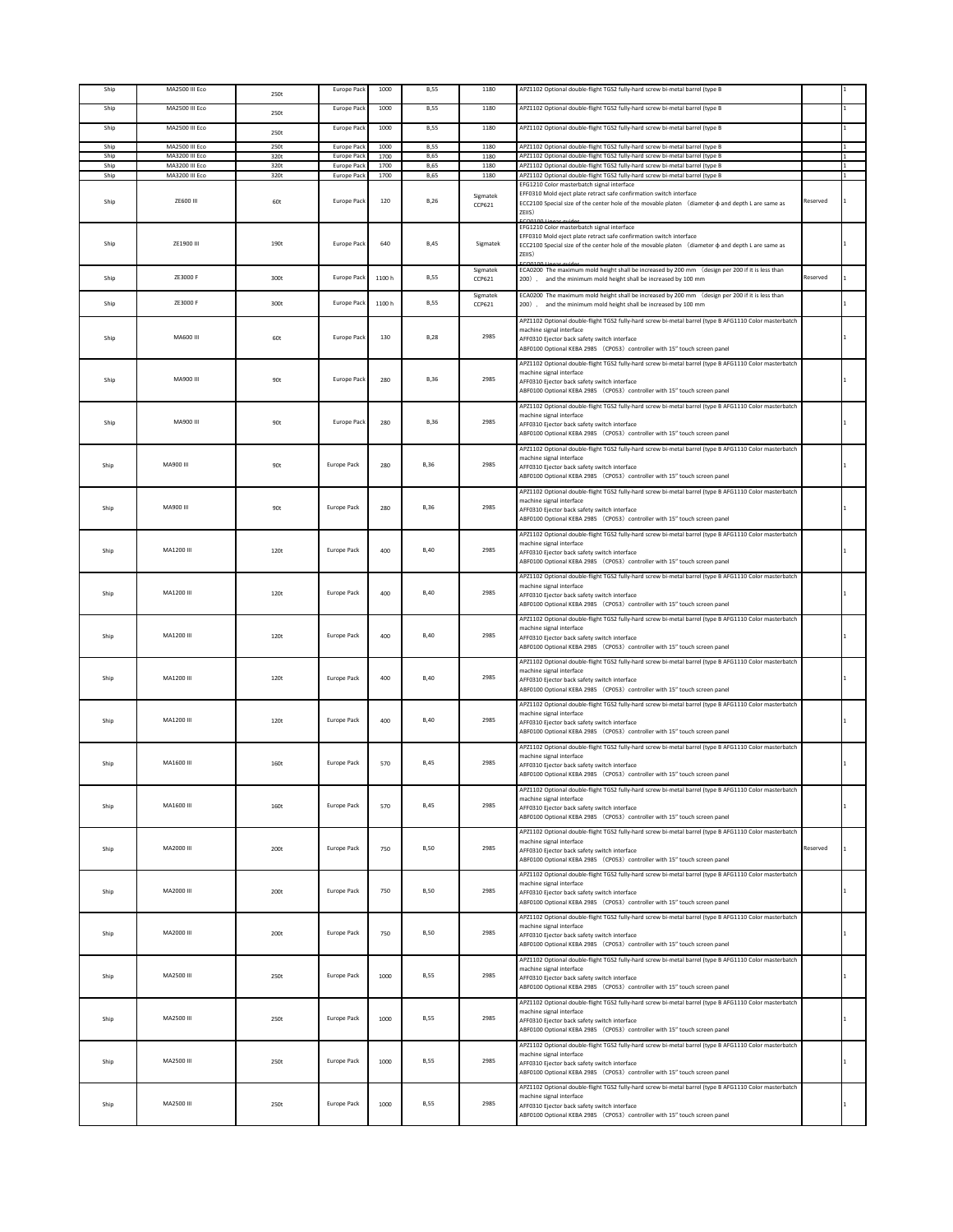| Ship | MA2500 III Eco | 250t | Europe Pack | 1000 | B,55 | 1180 | APZ1102 Optional double-flight TGS2 fully-hard screw bi-metal barrel (type B | | 1 |
|---|---|---|---|---|---|---|---|---|---|
| Ship | MA2500 III Eco | 250t | Europe Pack | 1000 | B,55 | 1180 | APZ1102 Optional double-flight TGS2 fully-hard screw bi-metal barrel (type B | | 1 |
| Ship | MA2500 III Eco | 250t | Europe Pack | 1000 | B,55 | 1180 | APZ1102 Optional double-flight TGS2 fully-hard screw bi-metal barrel (type B | | 1 |
| Ship | MA2500 III Eco | 250t | Europe Pack | 1000 | B,55 | 1180 | APZ1102 Optional double-flight TGS2 fully-hard screw bi-metal barrel (type B | | 1 |
| Ship | MA3200 III Eco | 320t | Europe Pack | 1700 | B,65 | 1180 | APZ1102 Optional double-flight TGS2 fully-hard screw bi-metal barrel (type B | | 1 |
| Ship | MA3200 III Eco | 320t | Europe Pack | 1700 | B,65 | 1180 | APZ1102 Optional double-flight TGS2 fully-hard screw bi-metal barrel (type B | | 1 |
| Ship | MA3200 III Eco | 320t | Europe Pack | 1700 | B,65 | 1180 | APZ1102 Optional double-flight TGS2 fully-hard screw bi-metal barrel (type B | | 1 |
| Ship | ZE600 III | 60t | Europe Pack | 120 | B,26 | Sigmatek CCP621 | EFG1210 Color masterbatch signal interface<br>EFF0310 Mold eject plate retract safe confirmation switch interface<br>ECC2100 Special size of the center hole of the movable platen （diameter ф and depth L are same as ZEIIS）<br>ECQ0100 Linear guides | Reserved | 1 |
| Ship | ZE1900 III | 190t | Europe Pack | 640 | B,45 | Sigmatek | EFG1210 Color masterbatch signal interface<br>EFF0310 Mold eject plate retract safe confirmation switch interface<br>ECC2100 Special size of the center hole of the movable platen （diameter ф and depth L are same as ZEIIS）<br>ECQ0100 Linear guides | | 1 |
| Ship | ZE3000 F | 300t | Europe Pack | 1100 h | B,55 | Sigmatek CCP621 | ECA0200 The maximum mold height shall be increased by 200 mm （design per 200 if it is less than 200）， and the minimum mold height shall be increased by 100 mm | Reserved | 1 |
| Ship | ZE3000 F | 300t | Europe Pack | 1100 h | B,55 | Sigmatek CCP621 | ECA0200 The maximum mold height shall be increased by 200 mm （design per 200 if it is less than 200）， and the minimum mold height shall be increased by 100 mm | | 1 |
| Ship | MA600 III | 60t | Europe Pack | 130 | B,28 | 2985 | APZ1102 Optional double-flight TGS2 fully-hard screw bi-metal barrel (type B AFG1110 Color masterbatch machine signal interface<br>AFF0310 Ejector back safety switch interface<br>ABF0100 Optional KEBA 2985 （CP053）controller with 15" touch screen panel | | 1 |
| Ship | MA900 III | 90t | Europe Pack | 280 | B,36 | 2985 | APZ1102 Optional double-flight TGS2 fully-hard screw bi-metal barrel (type B AFG1110 Color masterbatch machine signal interface<br>AFF0310 Ejector back safety switch interface<br>ABF0100 Optional KEBA 2985 （CP053）controller with 15" touch screen panel | | 1 |
| Ship | MA900 III | 90t | Europe Pack | 280 | B,36 | 2985 | APZ1102 Optional double-flight TGS2 fully-hard screw bi-metal barrel (type B AFG1110 Color masterbatch machine signal interface<br>AFF0310 Ejector back safety switch interface<br>ABF0100 Optional KEBA 2985 （CP053）controller with 15" touch screen panel | | 1 |
| Ship | MA900 III | 90t | Europe Pack | 280 | B,36 | 2985 | APZ1102 Optional double-flight TGS2 fully-hard screw bi-metal barrel (type B AFG1110 Color masterbatch machine signal interface<br>AFF0310 Ejector back safety switch interface<br>ABF0100 Optional KEBA 2985 （CP053）controller with 15" touch screen panel | | 1 |
| Ship | MA900 III | 90t | Europe Pack | 280 | B,36 | 2985 | APZ1102 Optional double-flight TGS2 fully-hard screw bi-metal barrel (type B AFG1110 Color masterbatch machine signal interface<br>AFF0310 Ejector back safety switch interface<br>ABF0100 Optional KEBA 2985 （CP053）controller with 15" touch screen panel | | 1 |
| Ship | MA1200 III | 120t | Europe Pack | 400 | B,40 | 2985 | APZ1102 Optional double-flight TGS2 fully-hard screw bi-metal barrel (type B AFG1110 Color masterbatch machine signal interface<br>AFF0310 Ejector back safety switch interface<br>ABF0100 Optional KEBA 2985 （CP053）controller with 15" touch screen panel | | 1 |
| Ship | MA1200 III | 120t | Europe Pack | 400 | B,40 | 2985 | APZ1102 Optional double-flight TGS2 fully-hard screw bi-metal barrel (type B AFG1110 Color masterbatch machine signal interface<br>AFF0310 Ejector back safety switch interface<br>ABF0100 Optional KEBA 2985 （CP053）controller with 15" touch screen panel | | 1 |
| Ship | MA1200 III | 120t | Europe Pack | 400 | B,40 | 2985 | APZ1102 Optional double-flight TGS2 fully-hard screw bi-metal barrel (type B AFG1110 Color masterbatch machine signal interface<br>AFF0310 Ejector back safety switch interface<br>ABF0100 Optional KEBA 2985 （CP053）controller with 15" touch screen panel | | 1 |
| Ship | MA1200 III | 120t | Europe Pack | 400 | B,40 | 2985 | APZ1102 Optional double-flight TGS2 fully-hard screw bi-metal barrel (type B AFG1110 Color masterbatch machine signal interface<br>AFF0310 Ejector back safety switch interface<br>ABF0100 Optional KEBA 2985 （CP053）controller with 15" touch screen panel | | 1 |
| Ship | MA1200 III | 120t | Europe Pack | 400 | B,40 | 2985 | APZ1102 Optional double-flight TGS2 fully-hard screw bi-metal barrel (type B AFG1110 Color masterbatch machine signal interface<br>AFF0310 Ejector back safety switch interface<br>ABF0100 Optional KEBA 2985 （CP053）controller with 15" touch screen panel | | 1 |
| Ship | MA1600 III | 160t | Europe Pack | 570 | B,45 | 2985 | APZ1102 Optional double-flight TGS2 fully-hard screw bi-metal barrel (type B AFG1110 Color masterbatch machine signal interface<br>AFF0310 Ejector back safety switch interface<br>ABF0100 Optional KEBA 2985 （CP053）controller with 15" touch screen panel | | 1 |
| Ship | MA1600 III | 160t | Europe Pack | 570 | B,45 | 2985 | APZ1102 Optional double-flight TGS2 fully-hard screw bi-metal barrel (type B AFG1110 Color masterbatch machine signal interface<br>AFF0310 Ejector back safety switch interface<br>ABF0100 Optional KEBA 2985 （CP053）controller with 15" touch screen panel | | 1 |
| Ship | MA2000 III | 200t | Europe Pack | 750 | B,50 | 2985 | APZ1102 Optional double-flight TGS2 fully-hard screw bi-metal barrel (type B AFG1110 Color masterbatch machine signal interface<br>AFF0310 Ejector back safety switch interface<br>ABF0100 Optional KEBA 2985 （CP053）controller with 15" touch screen panel | Reserved | 1 |
| Ship | MA2000 III | 200t | Europe Pack | 750 | B,50 | 2985 | APZ1102 Optional double-flight TGS2 fully-hard screw bi-metal barrel (type B AFG1110 Color masterbatch machine signal interface<br>AFF0310 Ejector back safety switch interface<br>ABF0100 Optional KEBA 2985 （CP053）controller with 15" touch screen panel | | 1 |
| Ship | MA2000 III | 200t | Europe Pack | 750 | B,50 | 2985 | APZ1102 Optional double-flight TGS2 fully-hard screw bi-metal barrel (type B AFG1110 Color masterbatch machine signal interface<br>AFF0310 Ejector back safety switch interface<br>ABF0100 Optional KEBA 2985 （CP053）controller with 15" touch screen panel | | 1 |
| Ship | MA2500 III | 250t | Europe Pack | 1000 | B,55 | 2985 | APZ1102 Optional double-flight TGS2 fully-hard screw bi-metal barrel (type B AFG1110 Color masterbatch machine signal interface<br>AFF0310 Ejector back safety switch interface<br>ABF0100 Optional KEBA 2985 （CP053）controller with 15" touch screen panel | | 1 |
| Ship | MA2500 III | 250t | Europe Pack | 1000 | B,55 | 2985 | APZ1102 Optional double-flight TGS2 fully-hard screw bi-metal barrel (type B AFG1110 Color masterbatch machine signal interface<br>AFF0310 Ejector back safety switch interface<br>ABF0100 Optional KEBA 2985 （CP053）controller with 15" touch screen panel | | 1 |
| Ship | MA2500 III | 250t | Europe Pack | 1000 | B,55 | 2985 | APZ1102 Optional double-flight TGS2 fully-hard screw bi-metal barrel (type B AFG1110 Color masterbatch machine signal interface<br>AFF0310 Ejector back safety switch interface<br>ABF0100 Optional KEBA 2985 （CP053）controller with 15" touch screen panel | | 1 |
| Ship | MA2500 III | 250t | Europe Pack | 1000 | B,55 | 2985 | APZ1102 Optional double-flight TGS2 fully-hard screw bi-metal barrel (type B AFG1110 Color masterbatch machine signal interface<br>AFF0310 Ejector back safety switch interface<br>ABF0100 Optional KEBA 2985 （CP053）controller with 15" touch screen panel | | 1 |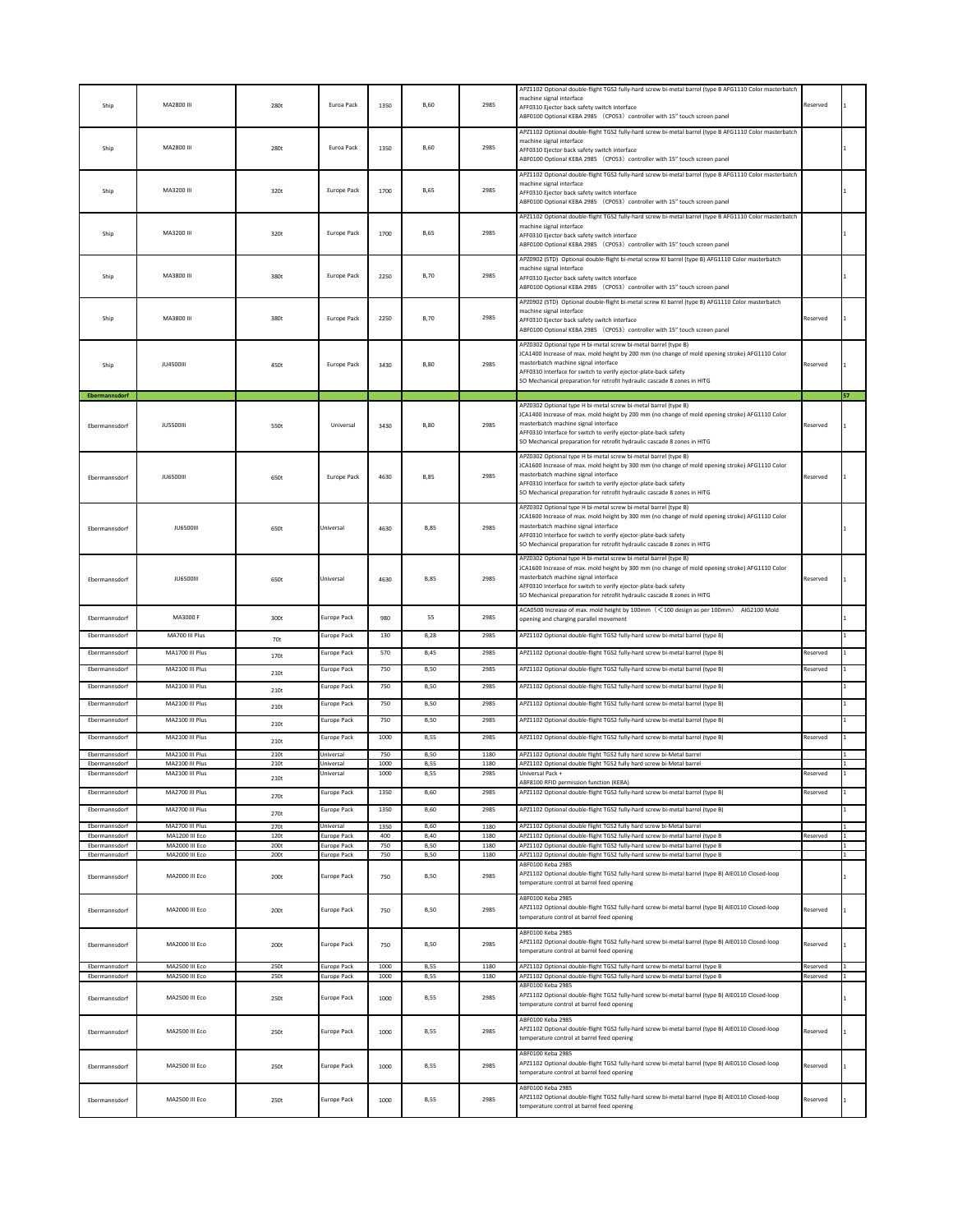| | | | | | | | | | |
|---|---|---|---|---|---|---|---|---|---|
| Ship | MA2800 III | 280t | Euroa Pack | 1350 | B,60 | 2985 | APZ1102 Optional double-flight TGS2 fully-hard screw bi-metal barrel (type B AFG1110 Color masterbatch machine signal interface<br>AFF0310 Ejector back safety switch interface<br>ABF0100 Optional KEBA 2985 （CP053）controller with 15" touch screen panel | Reserved | 1 |
| Ship | MA2800 III | 280t | Euroa Pack | 1350 | B,60 | 2985 | APZ1102 Optional double-flight TGS2 fully-hard screw bi-metal barrel (type B AFG1110 Color masterbatch machine signal interface<br>AFF0310 Ejector back safety switch interface<br>ABF0100 Optional KEBA 2985 （CP053）controller with 15" touch screen panel | | 1 |
| Ship | MA3200 III | 320t | Europe Pack | 1700 | B,65 | 2985 | APZ1102 Optional double-flight TGS2 fully-hard screw bi-metal barrel (type B AFG1110 Color masterbatch machine signal interface<br>AFF0310 Ejector back safety switch interface<br>ABF0100 Optional KEBA 2985 （CP053）controller with 15" touch screen panel | | 1 |
| Ship | MA3200 III | 320t | Europe Pack | 1700 | B,65 | 2985 | APZ1102 Optional double-flight TGS2 fully-hard screw bi-metal barrel (type B AFG1110 Color masterbatch machine signal interface<br>AFF0310 Ejector back safety switch interface<br>ABF0100 Optional KEBA 2985 （CP053）controller with 15" touch screen panel | | 1 |
| Ship | MA3800 III | 380t | Europe Pack | 2250 | B,70 | 2985 | APZ0902 (STD) Optional double-flight bi-metal screw KI barrel (type B) AFG1110 Color masterbatch machine signal interface<br>AFF0310 Ejector back safety switch interface<br>ABF0100 Optional KEBA 2985 （CP053）controller with 15" touch screen panel | | 1 |
| Ship | MA3800 III | 380t | Europe Pack | 2250 | B,70 | 2985 | APZ0902 (STD) Optional double-flight bi-metal screw KI barrel (type B) AFG1110 Color masterbatch machine signal interface<br>AFF0310 Ejector back safety switch interface<br>ABF0100 Optional KEBA 2985 （CP053）controller with 15" touch screen panel | Reserved | 1 |
| Ship | JU4500III | 450t | Europe Pack | 3430 | B,80 | 2985 | APZ0302 Optional type H bi-metal screw bi-metal barrel (type B)<br>JCA1400 Increase of max. mold height by 200 mm (no change of mold opening stroke) AFG1110 Color masterbatch machine signal interface<br>AFF0310 Interface for switch to verify ejector-plate-back safety<br>SO Mechanical preparation for retrofit hydraulic cascade 8 zones in HITG | Reserved | 1 |
| **Ebermannsdorf** | | | | | | | | | 57 |
| Ebermannsdorf | JU5500III | 550t | Universal | 3430 | B,80 | 2985 | APZ0302 Optional type H bi-metal screw bi-metal barrel (type B)<br>JCA1400 Increase of max. mold height by 200 mm (no change of mold opening stroke) AFG1110 Color masterbatch machine signal interface<br>AFF0310 Interface for switch to verify ejector-plate-back safety<br>SO Mechanical preparation for retrofit hydraulic cascade 8 zones in HITG | Reserved | 1 |
| Ebermannsdorf | JU6500III | 650t | Europe Pack | 4630 | B,85 | 2985 | APZ0302 Optional type H bi-metal screw bi-metal barrel (type B)<br>JCA1600 Increase of max. mold height by 300 mm (no change of mold opening stroke) AFG1110 Color masterbatch machine signal interface<br>AFF0310 Interface for switch to verify ejector-plate-back safety<br>SO Mechanical preparation for retrofit hydraulic cascade 8 zones in HITG | Reserved | 1 |
| Ebermannsdorf | JU6500III | 650t | Universal | 4630 | B,85 | 2985 | APZ0302 Optional type H bi-metal screw bi-metal barrel (type B)<br>JCA1600 Increase of max. mold height by 300 mm (no change of mold opening stroke) AFG1110 Color masterbatch machine signal interface<br>AFF0310 Interface for switch to verify ejector-plate-back safety<br>SO Mechanical preparation for retrofit hydraulic cascade 8 zones in HITG | | 1 |
| Ebermannsdorf | JU6500III | 650t | Universal | 4630 | B,85 | 2985 | APZ0302 Optional type H bi-metal screw bi-metal barrel (type B)<br>JCA1600 Increase of max. mold height by 300 mm (no change of mold opening stroke) AFG1110 Color masterbatch machine signal interface<br>AFF0310 Interface for switch to verify ejector-plate-back safety<br>SO Mechanical preparation for retrofit hydraulic cascade 8 zones in HITG | Reserved | 1 |
| Ebermannsdorf | MA3000 F | 300t | Europe Pack | 980 | 55 | 2985 | ACA0500 Increase of max. mold height by 100mm （<100 design as per 100mm） AIG2100 Mold opening and charging parallel movement | | 1 |
| Ebermannsdorf | MA700 III Plus | 70t | Europe Pack | 130 | B,28 | 2985 | APZ1102 Optional double-flight TGS2 fully-hard screw bi-metal barrel (type B) | | 1 |
| Ebermannsdorf | MA1700 III Plus | 170t | Europe Pack | 570 | B,45 | 2985 | APZ1102 Optional double-flight TGS2 fully-hard screw bi-metal barrel (type B) | Reserved | 1 |
| Ebermannsdorf | MA2100 III Plus | 210t | Europe Pack | 750 | B,50 | 2985 | APZ1102 Optional double-flight TGS2 fully-hard screw bi-metal barrel (type B) | Reserved | 1 |
| Ebermannsdorf | MA2100 III Plus | 210t | Europe Pack | 750 | B,50 | 2985 | APZ1102 Optional double-flight TGS2 fully-hard screw bi-metal barrel (type B) | | 1 |
| Ebermannsdorf | MA2100 III Plus | 210t | Europe Pack | 750 | B,50 | 2985 | APZ1102 Optional double-flight TGS2 fully-hard screw bi-metal barrel (type B) | | 1 |
| Ebermannsdorf | MA2100 III Plus | 210t | Europe Pack | 750 | B,50 | 2985 | APZ1102 Optional double-flight TGS2 fully-hard screw bi-metal barrel (type B) | | 1 |
| Ebermannsdorf | MA2100 III Plus | 210t | Europe Pack | 1000 | B,55 | 2985 | APZ1102 Optional double-flight TGS2 fully-hard screw bi-metal barrel (type B) | Reserved | 1 |
| Ebermannsdorf | MA2100 III Plus | 210t | Universal | 750 | B,50 | 1180 | APZ1102 Optional double flight TGS2 fully hard screw bi-Metal barrel | | 1 |
| Ebermannsdorf | MA2100 III Plus | 210t | Universal | 1000 | B,55 | 1180 | APZ1102 Optional double flight TGS2 fully hard screw bi-Metal barrel | | 1 |
| Ebermannsdorf | MA2100 III Plus | 210t | Universal | 1000 | B,55 | 2985 | Universal Pack +<br>ABF8100 RFID permission function (KEBA) | Reserved | 1 |
| Ebermannsdorf | MA2700 III Plus | 270t | Europe Pack | 1350 | B,60 | 2985 | APZ1102 Optional double-flight TGS2 fully-hard screw bi-metal barrel (type B) | Reserved | 1 |
| Ebermannsdorf | MA2700 III Plus | 270t | Europe Pack | 1350 | B,60 | 2985 | APZ1102 Optional double-flight TGS2 fully-hard screw bi-metal barrel (type B) | | 1 |
| Ebermannsdorf | MA2700 III Plus | 270t | Universal | 1350 | B,60 | 1180 | APZ1102 Optional double flight TGS2 fully hard screw bi-Metal barrel | | 1 |
| Ebermannsdorf | MA1200 III Eco | 120t | Europe Pack | 400 | B,40 | 1180 | APZ1102 Optional double-flight TGS2 fully-hard screw bi-metal barrel (type B | Reserved | 1 |
| Ebermannsdorf | MA2000 III Eco | 200t | Europe Pack | 750 | B,50 | 1180 | APZ1102 Optional double-flight TGS2 fully-hard screw bi-metal barrel (type B | | 1 |
| Ebermannsdorf | MA2000 III Eco | 200t | Europe Pack | 750 | B,50 | 1180 | APZ1102 Optional double-flight TGS2 fully-hard screw bi-metal barrel (type B | | 1 |
| Ebermannsdorf | MA2000 III Eco | 200t | Europe Pack | 750 | B,50 | 2985 | ABF0100 Keba 2985<br>APZ1102 Optional double-flight TGS2 fully-hard screw bi-metal barrel (type B) AIE0110 Closed-loop temperature control at barrel feed opening | | 1 |
| Ebermannsdorf | MA2000 III Eco | 200t | Europe Pack | 750 | B,50 | 2985 | ABF0100 Keba 2985<br>APZ1102 Optional double-flight TGS2 fully-hard screw bi-metal barrel (type B) AIE0110 Closed-loop temperature control at barrel feed opening | Reserved | 1 |
| Ebermannsdorf | MA2000 III Eco | 200t | Europe Pack | 750 | B,50 | 2985 | ABF0100 Keba 2985<br>APZ1102 Optional double-flight TGS2 fully-hard screw bi-metal barrel (type B) AIE0110 Closed-loop temperature control at barrel feed opening | Reserved | 1 |
| Ebermannsdorf | MA2500 III Eco | 250t | Europe Pack | 1000 | B,55 | 1180 | APZ1102 Optional double-flight TGS2 fully-hard screw bi-metal barrel (type B | Reserved | 1 |
| Ebermannsdorf | MA2500 III Eco | 250t | Europe Pack | 1000 | B,55 | 1180 | APZ1102 Optional double-flight TGS2 fully-hard screw bi-metal barrel (type B | Reserved | 1 |
| Ebermannsdorf | MA2500 III Eco | 250t | Europe Pack | 1000 | B,55 | 2985 | ABF0100 Keba 2985<br>APZ1102 Optional double-flight TGS2 fully-hard screw bi-metal barrel (type B) AIE0110 Closed-loop temperature control at barrel feed opening | | 1 |
| Ebermannsdorf | MA2500 III Eco | 250t | Europe Pack | 1000 | B,55 | 2985 | ABF0100 Keba 2985<br>APZ1102 Optional double-flight TGS2 fully-hard screw bi-metal barrel (type B) AIE0110 Closed-loop temperature control at barrel feed opening | Reserved | 1 |
| Ebermannsdorf | MA2500 III Eco | 250t | Europe Pack | 1000 | B,55 | 2985 | ABF0100 Keba 2985<br>APZ1102 Optional double-flight TGS2 fully-hard screw bi-metal barrel (type B) AIE0110 Closed-loop temperature control at barrel feed opening | Reserved | 1 |
| Ebermannsdorf | MA2500 III Eco | 250t | Europe Pack | 1000 | B,55 | 2985 | ABF0100 Keba 2985<br>APZ1102 Optional double-flight TGS2 fully-hard screw bi-metal barrel (type B) AIE0110 Closed-loop temperature control at barrel feed opening | Reserved | 1 |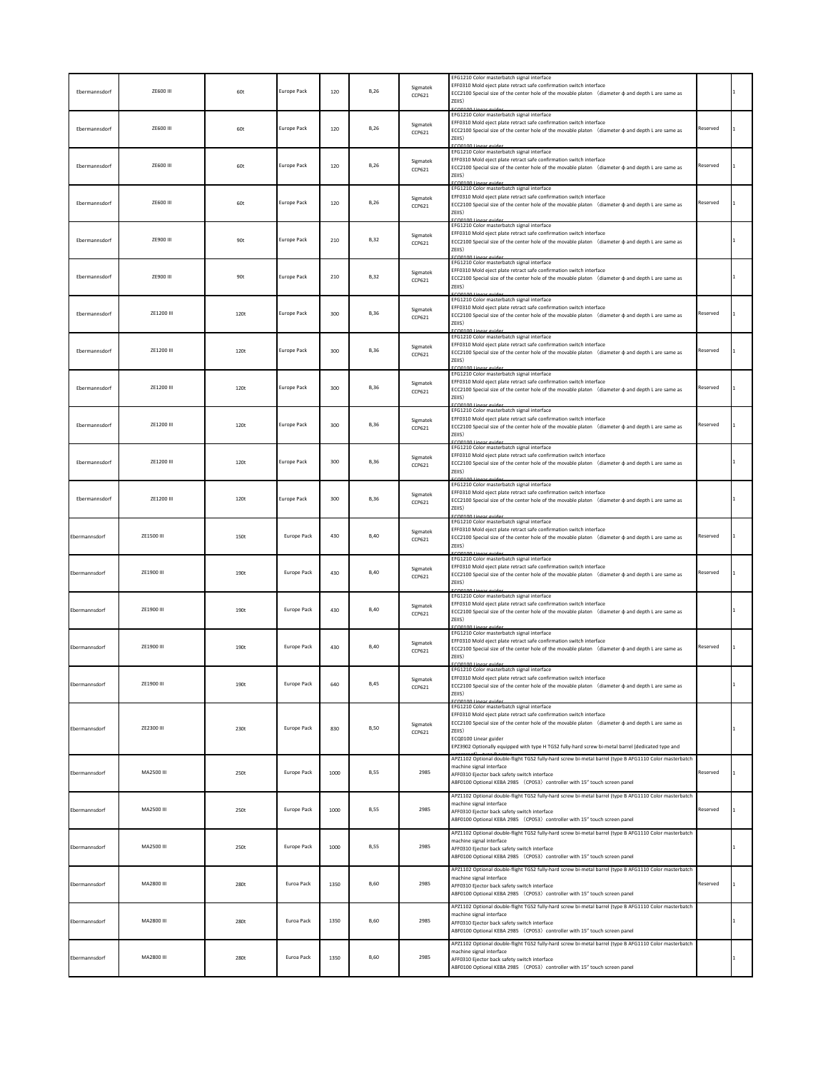| | | | | | | | | | |
|---|---|---|---|---|---|---|---|---|---|
| Ebermannsdorf | ZE600 III | 60t | Europe Pack | 120 | B,26 | Sigmatek CCP621 | EFG1210 Color masterbatch signal interface<br>EFF0310 Mold eject plate retract safe confirmation switch interface<br>ECC2100 Special size of the center hole of the movable platen （diameter ф and depth L are same as ZEIIS）<br>ECQ0100 Linear guider | | 1 |
| Ebermannsdorf | ZE600 III | 60t | Europe Pack | 120 | B,26 | Sigmatek CCP621 | EFG1210 Color masterbatch signal interface<br>EFF0310 Mold eject plate retract safe confirmation switch interface<br>ECC2100 Special size of the center hole of the movable platen （diameter ф and depth L are same as ZEIIS）<br>ECQ0100 Linear guider | Reserved | 1 |
| Ebermannsdorf | ZE600 III | 60t | Europe Pack | 120 | B,26 | Sigmatek CCP621 | EFG1210 Color masterbatch signal interface<br>EFF0310 Mold eject plate retract safe confirmation switch interface<br>ECC2100 Special size of the center hole of the movable platen （diameter ф and depth L are same as ZEIIS）<br>ECQ0100 Linear guider | Reserved | 1 |
| Ebermannsdorf | ZE600 III | 60t | Europe Pack | 120 | B,26 | Sigmatek CCP621 | EFG1210 Color masterbatch signal interface<br>EFF0310 Mold eject plate retract safe confirmation switch interface<br>ECC2100 Special size of the center hole of the movable platen （diameter ф and depth L are same as ZEIIS）<br>ECQ0100 Linear guider | Reserved | 1 |
| Ebermannsdorf | ZE900 III | 90t | Europe Pack | 210 | B,32 | Sigmatek CCP621 | EFG1210 Color masterbatch signal interface<br>EFF0310 Mold eject plate retract safe confirmation switch interface<br>ECC2100 Special size of the center hole of the movable platen （diameter ф and depth L are same as ZEIIS）<br>ECQ0100 Linear guider | | 1 |
| Ebermannsdorf | ZE900 III | 90t | Europe Pack | 210 | B,32 | Sigmatek CCP621 | EFG1210 Color masterbatch signal interface<br>EFF0310 Mold eject plate retract safe confirmation switch interface<br>ECC2100 Special size of the center hole of the movable platen （diameter ф and depth L are same as ZEIIS）<br>ECQ0100 Linear guider | | 1 |
| Ebermannsdorf | ZE1200 III | 120t | Europe Pack | 300 | B,36 | Sigmatek CCP621 | EFG1210 Color masterbatch signal interface<br>EFF0310 Mold eject plate retract safe confirmation switch interface<br>ECC2100 Special size of the center hole of the movable platen （diameter ф and depth L are same as ZEIIS）<br>ECQ0100 Linear guider | Reserved | 1 |
| Ebermannsdorf | ZE1200 III | 120t | Europe Pack | 300 | B,36 | Sigmatek CCP621 | EFG1210 Color masterbatch signal interface<br>EFF0310 Mold eject plate retract safe confirmation switch interface<br>ECC2100 Special size of the center hole of the movable platen （diameter ф and depth L are same as ZEIIS）<br>ECQ0100 Linear guider | Reserved | 1 |
| Ebermannsdorf | ZE1200 III | 120t | Europe Pack | 300 | B,36 | Sigmatek CCP621 | EFG1210 Color masterbatch signal interface<br>EFF0310 Mold eject plate retract safe confirmation switch interface<br>ECC2100 Special size of the center hole of the movable platen （diameter ф and depth L are same as ZEIIS）<br>ECQ0100 Linear guider | Reserved | 1 |
| Ebermannsdorf | ZE1200 III | 120t | Europe Pack | 300 | B,36 | Sigmatek CCP621 | EFG1210 Color masterbatch signal interface<br>EFF0310 Mold eject plate retract safe confirmation switch interface<br>ECC2100 Special size of the center hole of the movable platen （diameter ф and depth L are same as ZEIIS）<br>ECQ0100 Linear guider | Reserved | 1 |
| Ebermannsdorf | ZE1200 III | 120t | Europe Pack | 300 | B,36 | Sigmatek CCP621 | EFG1210 Color masterbatch signal interface<br>EFF0310 Mold eject plate retract safe confirmation switch interface<br>ECC2100 Special size of the center hole of the movable platen （diameter ф and depth L are same as ZEIIS）<br>ECQ0100 Linear guider | | 1 |
| Ebermannsdorf | ZE1200 III | 120t | Europe Pack | 300 | B,36 | Sigmatek CCP621 | EFG1210 Color masterbatch signal interface<br>EFF0310 Mold eject plate retract safe confirmation switch interface<br>ECC2100 Special size of the center hole of the movable platen （diameter ф and depth L are same as ZEIIS）<br>ECQ0100 Linear guider | | 1 |
| Ebermannsdorf | ZE1500 III | 150t | Europe Pack | 430 | B,40 | Sigmatek CCP621 | EFG1210 Color masterbatch signal interface<br>EFF0310 Mold eject plate retract safe confirmation switch interface<br>ECC2100 Special size of the center hole of the movable platen （diameter ф and depth L are same as ZEIIS）<br>ECQ0100 Linear guider | Reserved | 1 |
| Ebermannsdorf | ZE1900 III | 190t | Europe Pack | 430 | B,40 | Sigmatek CCP621 | EFG1210 Color masterbatch signal interface<br>EFF0310 Mold eject plate retract safe confirmation switch interface<br>ECC2100 Special size of the center hole of the movable platen （diameter ф and depth L are same as ZEIIS）<br>ECQ0100 Linear guider | Reserved | 1 |
| Ebermannsdorf | ZE1900 III | 190t | Europe Pack | 430 | B,40 | Sigmatek CCP621 | EFG1210 Color masterbatch signal interface<br>EFF0310 Mold eject plate retract safe confirmation switch interface<br>ECC2100 Special size of the center hole of the movable platen （diameter ф and depth L are same as ZEIIS）<br>ECQ0100 Linear guider | | 1 |
| Ebermannsdorf | ZE1900 III | 190t | Europe Pack | 430 | B,40 | Sigmatek CCP621 | EFG1210 Color masterbatch signal interface<br>EFF0310 Mold eject plate retract safe confirmation switch interface<br>ECC2100 Special size of the center hole of the movable platen （diameter ф and depth L are same as ZEIIS）<br>ECQ0100 Linear guider | Reserved | 1 |
| Ebermannsdorf | ZE1900 III | 190t | Europe Pack | 640 | B,45 | Sigmatek CCP621 | EFG1210 Color masterbatch signal interface<br>EFF0310 Mold eject plate retract safe confirmation switch interface<br>ECC2100 Special size of the center hole of the movable platen （diameter ф and depth L are same as ZEIIS）<br>ECQ0100 Linear guider | | 1 |
| Ebermannsdorf | ZE2300 III | 230t | Europe Pack | 830 | B,50 | Sigmatek CCP621 | EFG1210 Color masterbatch signal interface<br>EFF0310 Mold eject plate retract safe confirmation switch interface<br>ECC2100 Special size of the center hole of the movable platen （diameter ф and depth L are same as ZEIIS）<br>ECQ0100 Linear guider<br>EPZ3902 Optionally equipped with type H TGS2 fully-hard screw bi-metal barrel (dedicated type and | | 1 |
| Ebermannsdorf | MA2500 III | 250t | Europe Pack | 1000 | B,55 | 2985 | APZ1102 Optional double-flight TGS2 fully-hard screw bi-metal barrel (type B AFG1110 Color masterbatch machine signal interface<br>AFF0310 Ejector back safety switch interface<br>ABF0100 Optional KEBA 2985 （CP053）controller with 15" touch screen panel | Reserved | 1 |
| Ebermannsdorf | MA2500 III | 250t | Europe Pack | 1000 | B,55 | 2985 | APZ1102 Optional double-flight TGS2 fully-hard screw bi-metal barrel (type B AFG1110 Color masterbatch machine signal interface<br>AFF0310 Ejector back safety switch interface<br>ABF0100 Optional KEBA 2985 （CP053）controller with 15" touch screen panel | Reserved | 1 |
| Ebermannsdorf | MA2500 III | 250t | Europe Pack | 1000 | B,55 | 2985 | APZ1102 Optional double-flight TGS2 fully-hard screw bi-metal barrel (type B AFG1110 Color masterbatch machine signal interface<br>AFF0310 Ejector back safety switch interface<br>ABF0100 Optional KEBA 2985 （CP053）controller with 15" touch screen panel | | 1 |
| Ebermannsdorf | MA2800 III | 280t | Euroa Pack | 1350 | B,60 | 2985 | APZ1102 Optional double-flight TGS2 fully-hard screw bi-metal barrel (type B AFG1110 Color masterbatch machine signal interface<br>AFF0310 Ejector back safety switch interface<br>ABF0100 Optional KEBA 2985 （CP053）controller with 15" touch screen panel | Reserved | 1 |
| Ebermannsdorf | MA2800 III | 280t | Euroa Pack | 1350 | B,60 | 2985 | APZ1102 Optional double-flight TGS2 fully-hard screw bi-metal barrel (type B AFG1110 Color masterbatch machine signal interface<br>AFF0310 Ejector back safety switch interface<br>ABF0100 Optional KEBA 2985 （CP053）controller with 15" touch screen panel | | 1 |
| Ebermannsdorf | MA2800 III | 280t | Euroa Pack | 1350 | B,60 | 2985 | APZ1102 Optional double-flight TGS2 fully-hard screw bi-metal barrel (type B AFG1110 Color masterbatch machine signal interface<br>AFF0310 Ejector back safety switch interface<br>ABF0100 Optional KEBA 2985 （CP053）controller with 15" touch screen panel | | 1 |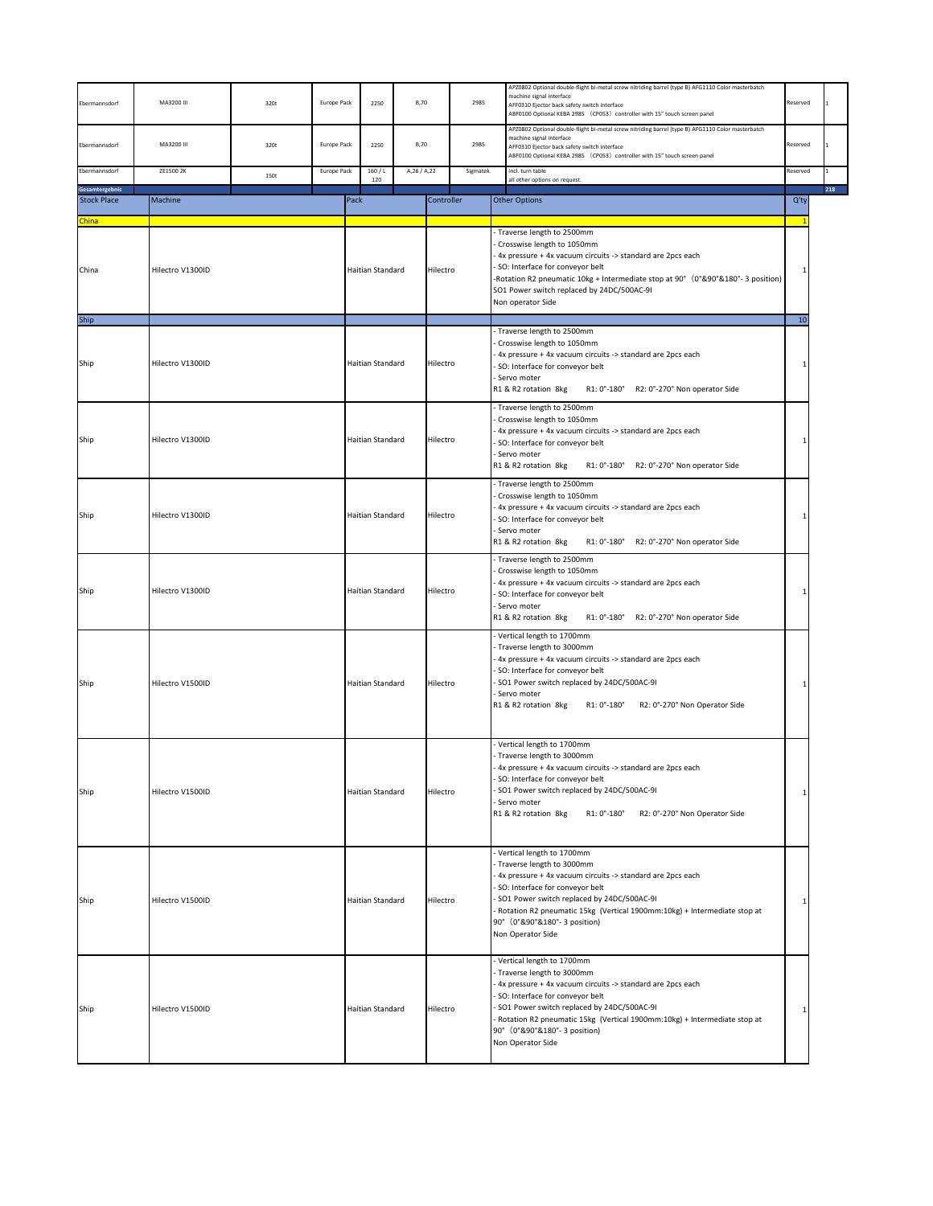| Ebermannsdorf | MA3200 III | 320t | Europe Pack | 2250 | B,70 | 2985 | APZ0802 Optional double-flight bi-metal screw nitriding barrel (type B) AFG1110 Color masterbatch machine signal interface AFF0310 Ejector back safety switch interface ABF0100 Optional KEBA 2985 （CP053）controller with 15" touch screen panel | Reserved | 1 |
|---|---|---|---|---|---|---|---|---|---|
| Ebermannsdorf | MA3200 III | 320t | Europe Pack | 2250 | B,70 | 2985 | APZ0802 Optional double-flight bi-metal screw nitriding barrel (type B) AFG1110 Color masterbatch machine signal interface AFF0310 Ejector back safety switch interface ABF0100 Optional KEBA 2985 （CP053）controller with 15" touch screen panel | Reserved | 1 |
| Ebermannsdorf | ZE1500 2K | 150t | Europe Pack | 160 / L 120 | A,26 / A,22 | Sigmatek | incl. turn table all other options on request. | Reserved | 1 |
| Gesamtergebnis | | | | | | | | | 218 |

| Stock Place | Machine | Pack | Controller | Other Options | Q'ty |
|---|---|---|---|---|---|
| China | | | | | 1 |
| China | Hilectro V1300ID | Haitian Standard | Hilectro | - Traverse length to 2500mm<br>- Crosswise length to 1050mm<br>- 4x pressure + 4x vacuum circuits -> standard are 2pcs each<br>- SO: Interface for conveyor belt<br>-Rotation R2 pneumatic 10kg + Intermediate stop at 90°（0°&90°&180°- 3 position)<br>SO1 Power switch replaced by 24DC/500AC-9I<br>Non operator Side | 1 |
| Ship | | | | | 10 |
| Ship | Hilectro V1300ID | Haitian Standard | Hilectro | - Traverse length to 2500mm<br>- Crosswise length to 1050mm<br>- 4x pressure + 4x vacuum circuits -> standard are 2pcs each<br>- SO: Interface for conveyor belt<br>- Servo moter<br>R1 & R2 rotation 8kg R1: 0°-180° R2: 0°-270° Non operator Side | 1 |
| Ship | Hilectro V1300ID | Haitian Standard | Hilectro | - Traverse length to 2500mm<br>- Crosswise length to 1050mm<br>- 4x pressure + 4x vacuum circuits -> standard are 2pcs each<br>- SO: Interface for conveyor belt<br>- Servo moter<br>R1 & R2 rotation 8kg R1: 0°-180° R2: 0°-270° Non operator Side | 1 |
| Ship | Hilectro V1300ID | Haitian Standard | Hilectro | - Traverse length to 2500mm<br>- Crosswise length to 1050mm<br>- 4x pressure + 4x vacuum circuits -> standard are 2pcs each<br>- SO: Interface for conveyor belt<br>- Servo moter<br>R1 & R2 rotation 8kg R1: 0°-180° R2: 0°-270° Non operator Side | 1 |
| Ship | Hilectro V1300ID | Haitian Standard | Hilectro | - Traverse length to 2500mm<br>- Crosswise length to 1050mm<br>- 4x pressure + 4x vacuum circuits -> standard are 2pcs each<br>- SO: Interface for conveyor belt<br>- Servo moter<br>R1 & R2 rotation 8kg R1: 0°-180° R2: 0°-270° Non operator Side | 1 |
| Ship | Hilectro V1500ID | Haitian Standard | Hilectro | - Vertical length to 1700mm<br>- Traverse length to 3000mm<br>- 4x pressure + 4x vacuum circuits -> standard are 2pcs each<br>- SO: Interface for conveyor belt<br>- SO1 Power switch replaced by 24DC/500AC-9I<br>- Servo moter<br>R1 & R2 rotation 8kg R1: 0°-180° R2: 0°-270° Non Operator Side | 1 |
| Ship | Hilectro V1500ID | Haitian Standard | Hilectro | - Vertical length to 1700mm<br>- Traverse length to 3000mm<br>- 4x pressure + 4x vacuum circuits -> standard are 2pcs each<br>- SO: Interface for conveyor belt<br>- SO1 Power switch replaced by 24DC/500AC-9I<br>- Servo moter<br>R1 & R2 rotation 8kg R1: 0°-180° R2: 0°-270° Non Operator Side | 1 |
| Ship | Hilectro V1500ID | Haitian Standard | Hilectro | - Vertical length to 1700mm<br>- Traverse length to 3000mm<br>- 4x pressure + 4x vacuum circuits -> standard are 2pcs each<br>- SO: Interface for conveyor belt<br>- SO1 Power switch replaced by 24DC/500AC-9I<br>- Rotation R2 pneumatic 15kg (Vertical 1900mm:10kg) + Intermediate stop at 90°（0°&90°&180°- 3 position)<br>Non Operator Side | 1 |
| Ship | Hilectro V1500ID | Haitian Standard | Hilectro | - Vertical length to 1700mm<br>- Traverse length to 3000mm<br>- 4x pressure + 4x vacuum circuits -> standard are 2pcs each<br>- SO: Interface for conveyor belt<br>- SO1 Power switch replaced by 24DC/500AC-9I<br>- Rotation R2 pneumatic 15kg (Vertical 1900mm:10kg) + Intermediate stop at 90°（0°&90°&180°- 3 position)<br>Non Operator Side | 1 |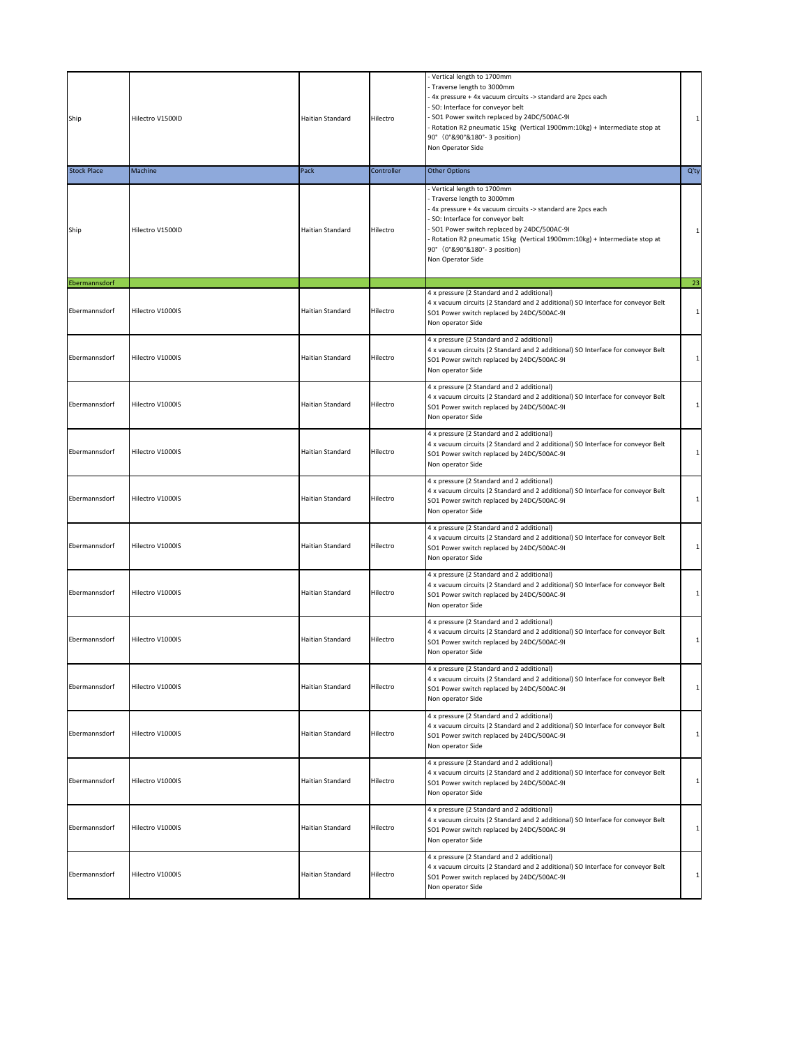| Ship | Hilectro V1500ID | Haitian Standard | Hilectro | - Vertical length to 1700mm<br>- Traverse length to 3000mm<br>- 4x pressure + 4x vacuum circuits -> standard are 2pcs each<br>- SO: Interface for conveyor belt<br>- SO1 Power switch replaced by 24DC/500AC-9I<br>- Rotation R2 pneumatic 15kg (Vertical 1900mm:10kg) + Intermediate stop at 90° (0°&90°&180°- 3 position)<br>Non Operator Side | 1 |
|---|---|---|---|---|---|
| **Stock Place** | **Machine** | **Pack** | **Controller** | **Other Options** | **Q'ty** |
| Ship | Hilectro V1500ID | Haitian Standard | Hilectro | - Vertical length to 1700mm<br>- Traverse length to 3000mm<br>- 4x pressure + 4x vacuum circuits -> standard are 2pcs each<br>- SO: Interface for conveyor belt<br>- SO1 Power switch replaced by 24DC/500AC-9I<br>- Rotation R2 pneumatic 15kg (Vertical 1900mm:10kg) + Intermediate stop at 90° (0°&90°&180°- 3 position)<br>Non Operator Side | 1 |
| **Ebermannsdorf** | | | | | **23** |
| Ebermannsdorf | Hilectro V1000IS | Haitian Standard | Hilectro | 4 x pressure (2 Standard and 2 additional)<br>4 x vacuum circuits (2 Standard and 2 additional) SO Interface for conveyor Belt<br>SO1 Power switch replaced by 24DC/500AC-9I<br>Non operator Side | 1 |
| Ebermannsdorf | Hilectro V1000IS | Haitian Standard | Hilectro | 4 x pressure (2 Standard and 2 additional)<br>4 x vacuum circuits (2 Standard and 2 additional) SO Interface for conveyor Belt<br>SO1 Power switch replaced by 24DC/500AC-9I<br>Non operator Side | 1 |
| Ebermannsdorf | Hilectro V1000IS | Haitian Standard | Hilectro | 4 x pressure (2 Standard and 2 additional)<br>4 x vacuum circuits (2 Standard and 2 additional) SO Interface for conveyor Belt<br>SO1 Power switch replaced by 24DC/500AC-9I<br>Non operator Side | 1 |
| Ebermannsdorf | Hilectro V1000IS | Haitian Standard | Hilectro | 4 x pressure (2 Standard and 2 additional)<br>4 x vacuum circuits (2 Standard and 2 additional) SO Interface for conveyor Belt<br>SO1 Power switch replaced by 24DC/500AC-9I<br>Non operator Side | 1 |
| Ebermannsdorf | Hilectro V1000IS | Haitian Standard | Hilectro | 4 x pressure (2 Standard and 2 additional)<br>4 x vacuum circuits (2 Standard and 2 additional) SO Interface for conveyor Belt<br>SO1 Power switch replaced by 24DC/500AC-9I<br>Non operator Side | 1 |
| Ebermannsdorf | Hilectro V1000IS | Haitian Standard | Hilectro | 4 x pressure (2 Standard and 2 additional)<br>4 x vacuum circuits (2 Standard and 2 additional) SO Interface for conveyor Belt<br>SO1 Power switch replaced by 24DC/500AC-9I<br>Non operator Side | 1 |
| Ebermannsdorf | Hilectro V1000IS | Haitian Standard | Hilectro | 4 x pressure (2 Standard and 2 additional)<br>4 x vacuum circuits (2 Standard and 2 additional) SO Interface for conveyor Belt<br>SO1 Power switch replaced by 24DC/500AC-9I<br>Non operator Side | 1 |
| Ebermannsdorf | Hilectro V1000IS | Haitian Standard | Hilectro | 4 x pressure (2 Standard and 2 additional)<br>4 x vacuum circuits (2 Standard and 2 additional) SO Interface for conveyor Belt<br>SO1 Power switch replaced by 24DC/500AC-9I<br>Non operator Side | 1 |
| Ebermannsdorf | Hilectro V1000IS | Haitian Standard | Hilectro | 4 x pressure (2 Standard and 2 additional)<br>4 x vacuum circuits (2 Standard and 2 additional) SO Interface for conveyor Belt<br>SO1 Power switch replaced by 24DC/500AC-9I<br>Non operator Side | 1 |
| Ebermannsdorf | Hilectro V1000IS | Haitian Standard | Hilectro | 4 x pressure (2 Standard and 2 additional)<br>4 x vacuum circuits (2 Standard and 2 additional) SO Interface for conveyor Belt<br>SO1 Power switch replaced by 24DC/500AC-9I<br>Non operator Side | 1 |
| Ebermannsdorf | Hilectro V1000IS | Haitian Standard | Hilectro | 4 x pressure (2 Standard and 2 additional)<br>4 x vacuum circuits (2 Standard and 2 additional) SO Interface for conveyor Belt<br>SO1 Power switch replaced by 24DC/500AC-9I<br>Non operator Side | 1 |
| Ebermannsdorf | Hilectro V1000IS | Haitian Standard | Hilectro | 4 x pressure (2 Standard and 2 additional)<br>4 x vacuum circuits (2 Standard and 2 additional) SO Interface for conveyor Belt<br>SO1 Power switch replaced by 24DC/500AC-9I<br>Non operator Side | 1 |
| Ebermannsdorf | Hilectro V1000IS | Haitian Standard | Hilectro | 4 x pressure (2 Standard and 2 additional)<br>4 x vacuum circuits (2 Standard and 2 additional) SO Interface for conveyor Belt<br>SO1 Power switch replaced by 24DC/500AC-9I<br>Non operator Side | 1 |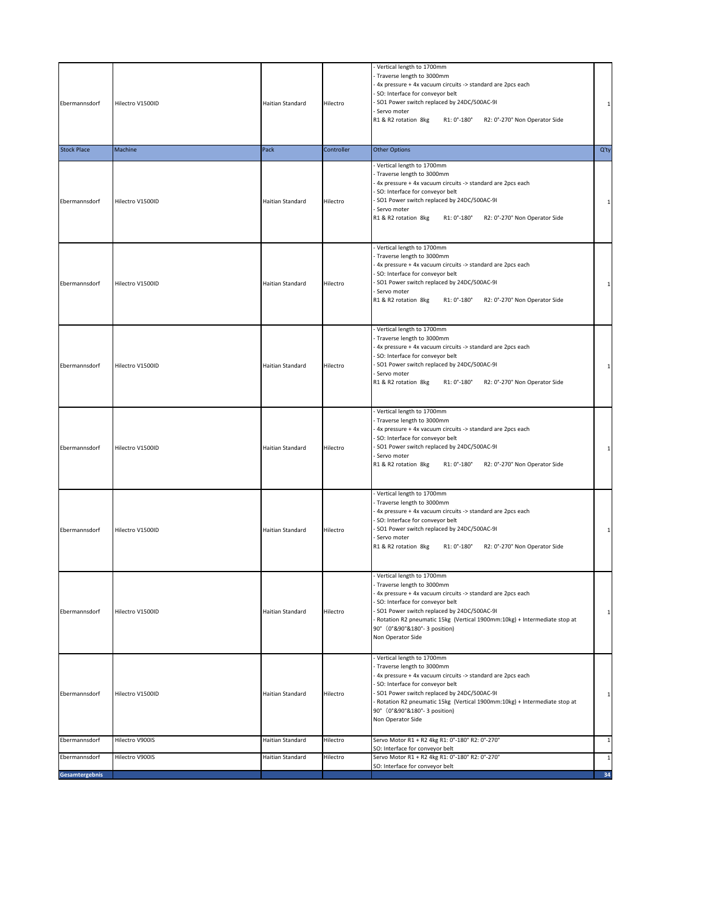| | | | | | |
|---|---|---|---|---|---|
| Ebermannsdorf | Hilectro V1500ID | Haitian Standard | Hilectro | - Vertical length to 1700mm<br>- Traverse length to 3000mm<br>- 4x pressure + 4x vacuum circuits -> standard are 2pcs each<br>- SO: Interface for conveyor belt<br>- SO1 Power switch replaced by 24DC/500AC-9I<br>- Servo moter<br>R1 & R2 rotation 8kg R1: 0°-180° R2: 0°-270° Non Operator Side | 1 |
| **Stock Place** | **Machine** | **Pack** | **Controller** | **Other Options** | **Q'ty** |
| Ebermannsdorf | Hilectro V1500ID | Haitian Standard | Hilectro | - Vertical length to 1700mm<br>- Traverse length to 3000mm<br>- 4x pressure + 4x vacuum circuits -> standard are 2pcs each<br>- SO: Interface for conveyor belt<br>- SO1 Power switch replaced by 24DC/500AC-9I<br>- Servo moter<br>R1 & R2 rotation 8kg R1: 0°-180° R2: 0°-270° Non Operator Side | 1 |
| Ebermannsdorf | Hilectro V1500ID | Haitian Standard | Hilectro | - Vertical length to 1700mm<br>- Traverse length to 3000mm<br>- 4x pressure + 4x vacuum circuits -> standard are 2pcs each<br>- SO: Interface for conveyor belt<br>- SO1 Power switch replaced by 24DC/500AC-9I<br>- Servo moter<br>R1 & R2 rotation 8kg R1: 0°-180° R2: 0°-270° Non Operator Side | 1 |
| Ebermannsdorf | Hilectro V1500ID | Haitian Standard | Hilectro | - Vertical length to 1700mm<br>- Traverse length to 3000mm<br>- 4x pressure + 4x vacuum circuits -> standard are 2pcs each<br>- SO: Interface for conveyor belt<br>- SO1 Power switch replaced by 24DC/500AC-9I<br>- Servo moter<br>R1 & R2 rotation 8kg R1: 0°-180° R2: 0°-270° Non Operator Side | 1 |
| Ebermannsdorf | Hilectro V1500ID | Haitian Standard | Hilectro | - Vertical length to 1700mm<br>- Traverse length to 3000mm<br>- 4x pressure + 4x vacuum circuits -> standard are 2pcs each<br>- SO: Interface for conveyor belt<br>- SO1 Power switch replaced by 24DC/500AC-9I<br>- Servo moter<br>R1 & R2 rotation 8kg R1: 0°-180° R2: 0°-270° Non Operator Side | 1 |
| Ebermannsdorf | Hilectro V1500ID | Haitian Standard | Hilectro | - Vertical length to 1700mm<br>- Traverse length to 3000mm<br>- 4x pressure + 4x vacuum circuits -> standard are 2pcs each<br>- SO: Interface for conveyor belt<br>- SO1 Power switch replaced by 24DC/500AC-9I<br>- Servo moter<br>R1 & R2 rotation 8kg R1: 0°-180° R2: 0°-270° Non Operator Side | 1 |
| Ebermannsdorf | Hilectro V1500ID | Haitian Standard | Hilectro | - Vertical length to 1700mm<br>- Traverse length to 3000mm<br>- 4x pressure + 4x vacuum circuits -> standard are 2pcs each<br>- SO: Interface for conveyor belt<br>- SO1 Power switch replaced by 24DC/500AC-9I<br>- Rotation R2 pneumatic 15kg (Vertical 1900mm:10kg) + Intermediate stop at 90° (0°&90°&180°- 3 position)<br>Non Operator Side | 1 |
| Ebermannsdorf | Hilectro V1500ID | Haitian Standard | Hilectro | - Vertical length to 1700mm<br>- Traverse length to 3000mm<br>- 4x pressure + 4x vacuum circuits -> standard are 2pcs each<br>- SO: Interface for conveyor belt<br>- SO1 Power switch replaced by 24DC/500AC-9I<br>- Rotation R2 pneumatic 15kg (Vertical 1900mm:10kg) + Intermediate stop at 90° (0°&90°&180°- 3 position)<br>Non Operator Side | 1 |
| Ebermannsdorf | Hilectro V900IS | Haitian Standard | Hilectro | Servo Motor R1 + R2 4kg R1: 0°-180° R2: 0°-270°<br>SO: Interface for conveyor belt | 1 |
| Ebermannsdorf | Hilectro V900IS | Haitian Standard | Hilectro | Servo Motor R1 + R2 4kg R1: 0°-180° R2: 0°-270°<br>SO: Interface for conveyor belt | 1 |
| **Gesamtergebnis** | | | | | **34** |